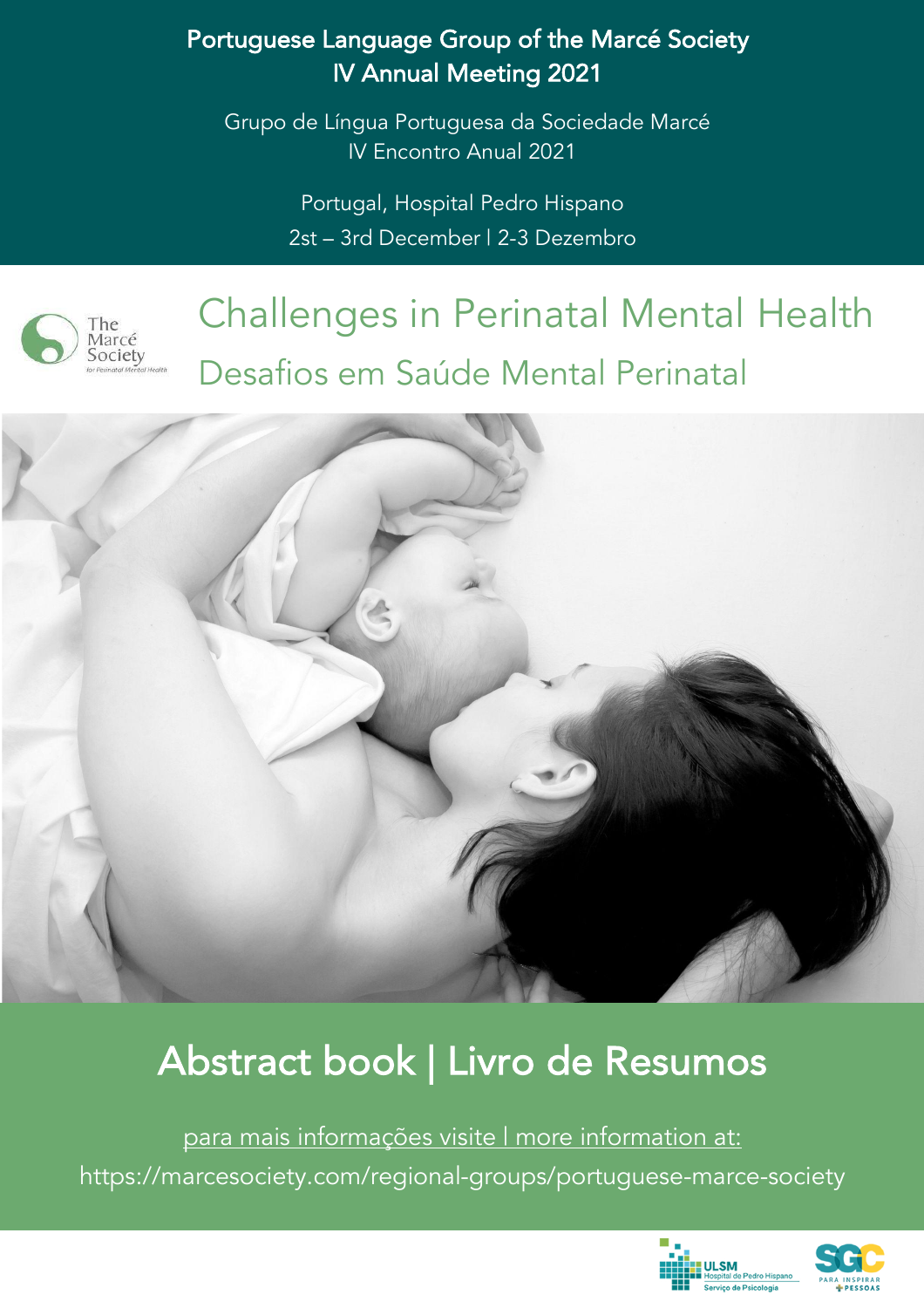Portuguese Language Group of the Marcé Society
IV Annual Meeting 2021

Grupo de Língua Portuguesa da Sociedade Marcé
IV Encontro Anual 2021

Portugal, Hospital Pedro Hispano
2st – 3rd December | 2-3 Dezembro

The Marcé Society for Perinatal Mental Health

# Challenges in Perinatal Mental Health

## Desafios em Saúde Mental Perinatal

# Abstract book | Livro de Resumos

para mais informações visite | more information at:

https://marcesociety.com/regional-groups/portuguese-marce-society

ULSM Hospital de Pedro Hispano Serviço de Psicologia

SGC PARA INSPIRAR + PESSOAS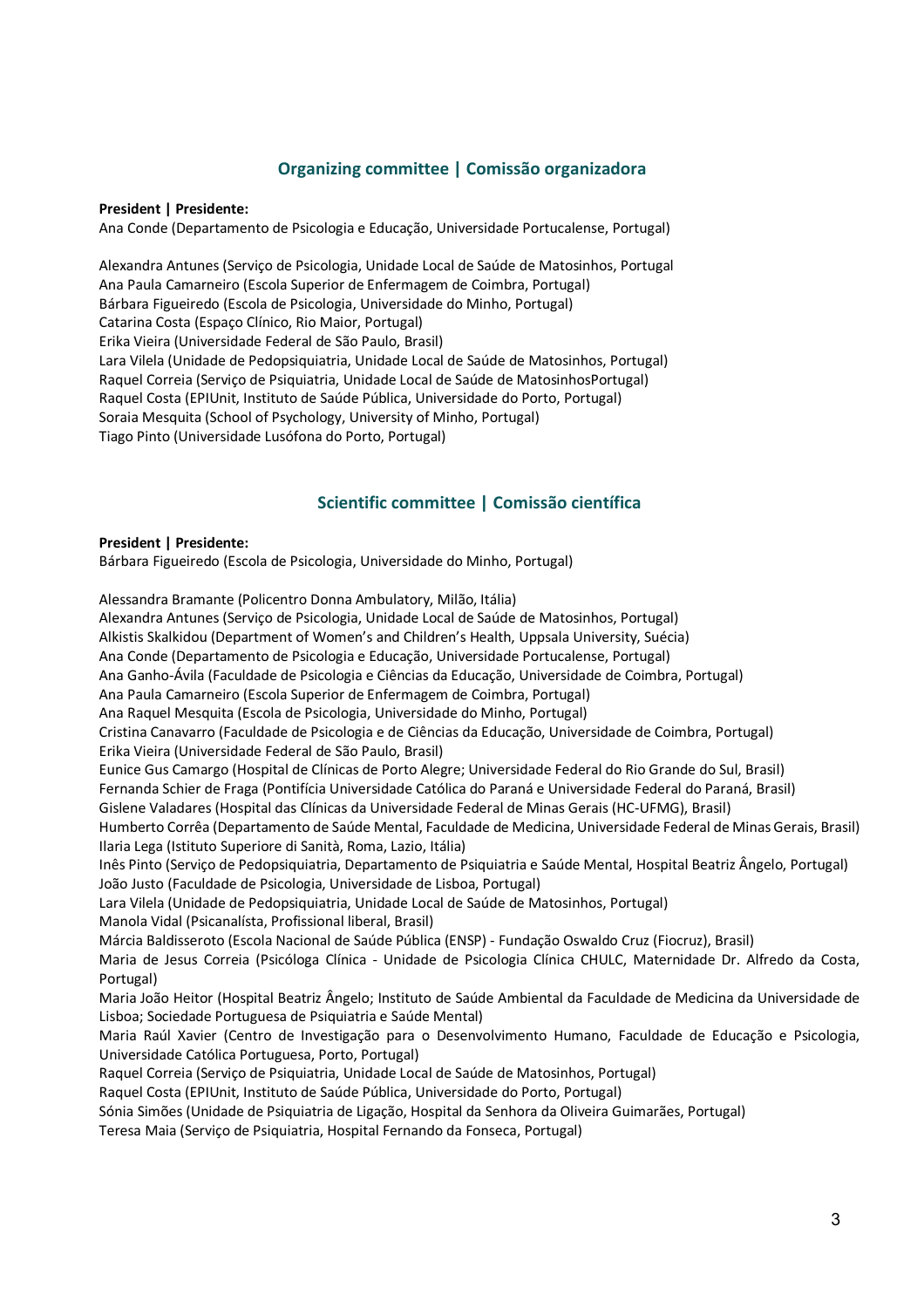## Organizing committee | Comissão organizadora

**President | Presidente:**
Ana Conde (Departamento de Psicologia e Educação, Universidade Portucalense, Portugal)

Alexandra Antunes (Serviço de Psicologia, Unidade Local de Saúde de Matosinhos, Portugal
Ana Paula Camarneiro (Escola Superior de Enfermagem de Coimbra, Portugal)
Bárbara Figueiredo (Escola de Psicologia, Universidade do Minho, Portugal)
Catarina Costa (Espaço Clínico, Rio Maior, Portugal)
Erika Vieira (Universidade Federal de São Paulo, Brasil)
Lara Vilela (Unidade de Pedopsiquiatria, Unidade Local de Saúde de Matosinhos, Portugal)
Raquel Correia (Serviço de Psiquiatria, Unidade Local de Saúde de MatosinhosPortugal)
Raquel Costa (EPIUnit, Instituto de Saúde Pública, Universidade do Porto, Portugal)
Soraia Mesquita (School of Psychology, University of Minho, Portugal)
Tiago Pinto (Universidade Lusófona do Porto, Portugal)

## Scientific committee | Comissão científica

**President | Presidente:**
Bárbara Figueiredo (Escola de Psicologia, Universidade do Minho, Portugal)

Alessandra Bramante (Policentro Donna Ambulatory, Milão, Itália)
Alexandra Antunes (Serviço de Psicologia, Unidade Local de Saúde de Matosinhos, Portugal)
Alkistis Skalkidou (Department of Women's and Children's Health, Uppsala University, Suécia)
Ana Conde (Departamento de Psicologia e Educação, Universidade Portucalense, Portugal)
Ana Ganho-Ávila (Faculdade de Psicologia e Ciências da Educação, Universidade de Coimbra, Portugal)
Ana Paula Camarneiro (Escola Superior de Enfermagem de Coimbra, Portugal)
Ana Raquel Mesquita (Escola de Psicologia, Universidade do Minho, Portugal)
Cristina Canavarro (Faculdade de Psicologia e de Ciências da Educação, Universidade de Coimbra, Portugal)
Erika Vieira (Universidade Federal de São Paulo, Brasil)
Eunice Gus Camargo (Hospital de Clínicas de Porto Alegre; Universidade Federal do Rio Grande do Sul, Brasil)
Fernanda Schier de Fraga (Pontifícia Universidade Católica do Paraná e Universidade Federal do Paraná, Brasil)
Gislene Valadares (Hospital das Clínicas da Universidade Federal de Minas Gerais (HC-UFMG), Brasil)
Humberto Corrêa (Departamento de Saúde Mental, Faculdade de Medicina, Universidade Federal de Minas Gerais, Brasil)
Ilaria Lega (Istituto Superiore di Sanità, Roma, Lazio, Itália)
Inês Pinto (Serviço de Pedopsiquiatria, Departamento de Psiquiatria e Saúde Mental, Hospital Beatriz Ângelo, Portugal)
João Justo (Faculdade de Psicologia, Universidade de Lisboa, Portugal)
Lara Vilela (Unidade de Pedopsiquiatria, Unidade Local de Saúde de Matosinhos, Portugal)
Manola Vidal (Psicanalísta, Profissional liberal, Brasil)
Márcia Baldisseroto (Escola Nacional de Saúde Pública (ENSP) - Fundação Oswaldo Cruz (Fiocruz), Brasil)
Maria de Jesus Correia (Psicóloga Clínica - Unidade de Psicologia Clínica CHULC, Maternidade Dr. Alfredo da Costa, Portugal)
Maria João Heitor (Hospital Beatriz Ângelo; Instituto de Saúde Ambiental da Faculdade de Medicina da Universidade de Lisboa; Sociedade Portuguesa de Psiquiatria e Saúde Mental)
Maria Raúl Xavier (Centro de Investigação para o Desenvolvimento Humano, Faculdade de Educação e Psicologia, Universidade Católica Portuguesa, Porto, Portugal)
Raquel Correia (Serviço de Psiquiatria, Unidade Local de Saúde de Matosinhos, Portugal)
Raquel Costa (EPIUnit, Instituto de Saúde Pública, Universidade do Porto, Portugal)
Sónia Simões (Unidade de Psiquiatria de Ligação, Hospital da Senhora da Oliveira Guimarães, Portugal)
Teresa Maia (Serviço de Psiquiatria, Hospital Fernando da Fonseca, Portugal)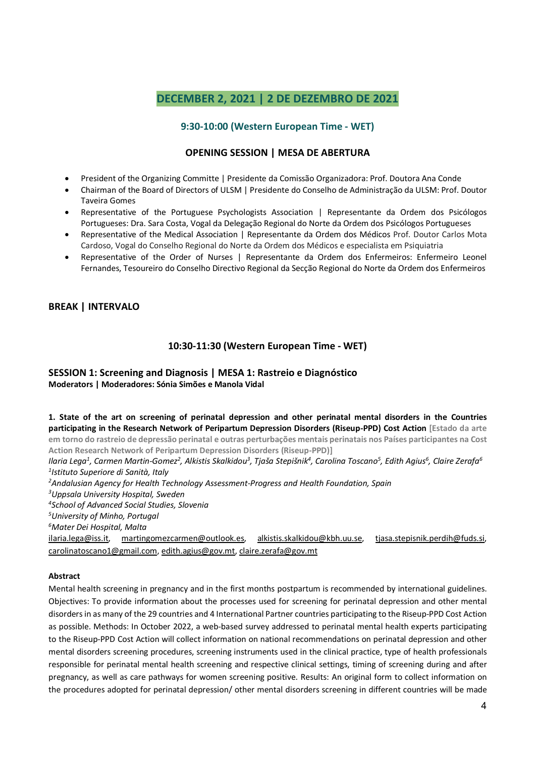## DECEMBER 2, 2021 | 2 DE DEZEMBRO DE 2021

### 9:30-10:00 (Western European Time - WET)

### OPENING SESSION | MESA DE ABERTURA

- President of the Organizing Committe | Presidente da Comissão Organizadora: Prof. Doutora Ana Conde
- Chairman of the Board of Directors of ULSM | Presidente do Conselho de Administração da ULSM: Prof. Doutor Taveira Gomes
- Representative of the Portuguese Psychologists Association | Representante da Ordem dos Psicólogos Portugueses: Dra. Sara Costa, Vogal da Delegação Regional do Norte da Ordem dos Psicólogos Portugueses
- Representative of the Medical Association | Representante da Ordem dos Médicos Prof. Doutor Carlos Mota Cardoso, Vogal do Conselho Regional do Norte da Ordem dos Médicos e especialista em Psiquiatria
- Representative of the Order of Nurses | Representante da Ordem dos Enfermeiros: Enfermeiro Leonel Fernandes, Tesoureiro do Conselho Directivo Regional da Secção Regional do Norte da Ordem dos Enfermeiros

### BREAK | INTERVALO

### 10:30-11:30 (Western European Time - WET)

### SESSION 1: Screening and Diagnosis | MESA 1: Rastreio e Diagnóstico

**Moderators | Moderadores: Sónia Simões e Manola Vidal**

**1. State of the art on screening of perinatal depression and other perinatal mental disorders in the Countries participating in the Research Network of Peripartum Depression Disorders (Riseup-PPD) Cost Action** **[Estado da arte em torno do rastreio de depressão perinatal e outras perturbações mentais perinatais nos Países participantes na Cost Action Research Network of Peripartum Depression Disorders (Riseup-PPD)]**

*Ilaria Lega[1], Carmen Martin-Gomez[2], Alkistis Skalkidou[3], Tjaša Stepišnik[4], Carolina Toscano[5], Edith Agius[6], Claire Zerafa[6]*
*[1]Istituto Superiore di Sanità, Italy*
*[2]Andalusian Agency for Health Technology Assessment-Progress and Health Foundation, Spain*
*[3]Uppsala University Hospital, Sweden*
*[4]School of Advanced Social Studies, Slovenia*
*[5]University of Minho, Portugal*
*[6]Mater Dei Hospital, Malta*
ilaria.lega@iss.it, martingomezcarmen@outlook.es, alkistis.skalkidou@kbh.uu.se, tjasa.stepisnik.perdih@fuds.si, carolinatoscano1@gmail.com, edith.agius@gov.mt, claire.zerafa@gov.mt

**Abstract**

Mental health screening in pregnancy and in the first months postpartum is recommended by international guidelines. Objectives: To provide information about the processes used for screening for perinatal depression and other mental disorders in as many of the 29 countries and 4 International Partner countries participating to the Riseup-PPD Cost Action as possible. Methods: In October 2022, a web-based survey addressed to perinatal mental health experts participating to the Riseup-PPD Cost Action will collect information on national recommendations on perinatal depression and other mental disorders screening procedures, screening instruments used in the clinical practice, type of health professionals responsible for perinatal mental health screening and respective clinical settings, timing of screening during and after pregnancy, as well as care pathways for women screening positive. Results: An original form to collect information on the procedures adopted for perinatal depression/ other mental disorders screening in different countries will be made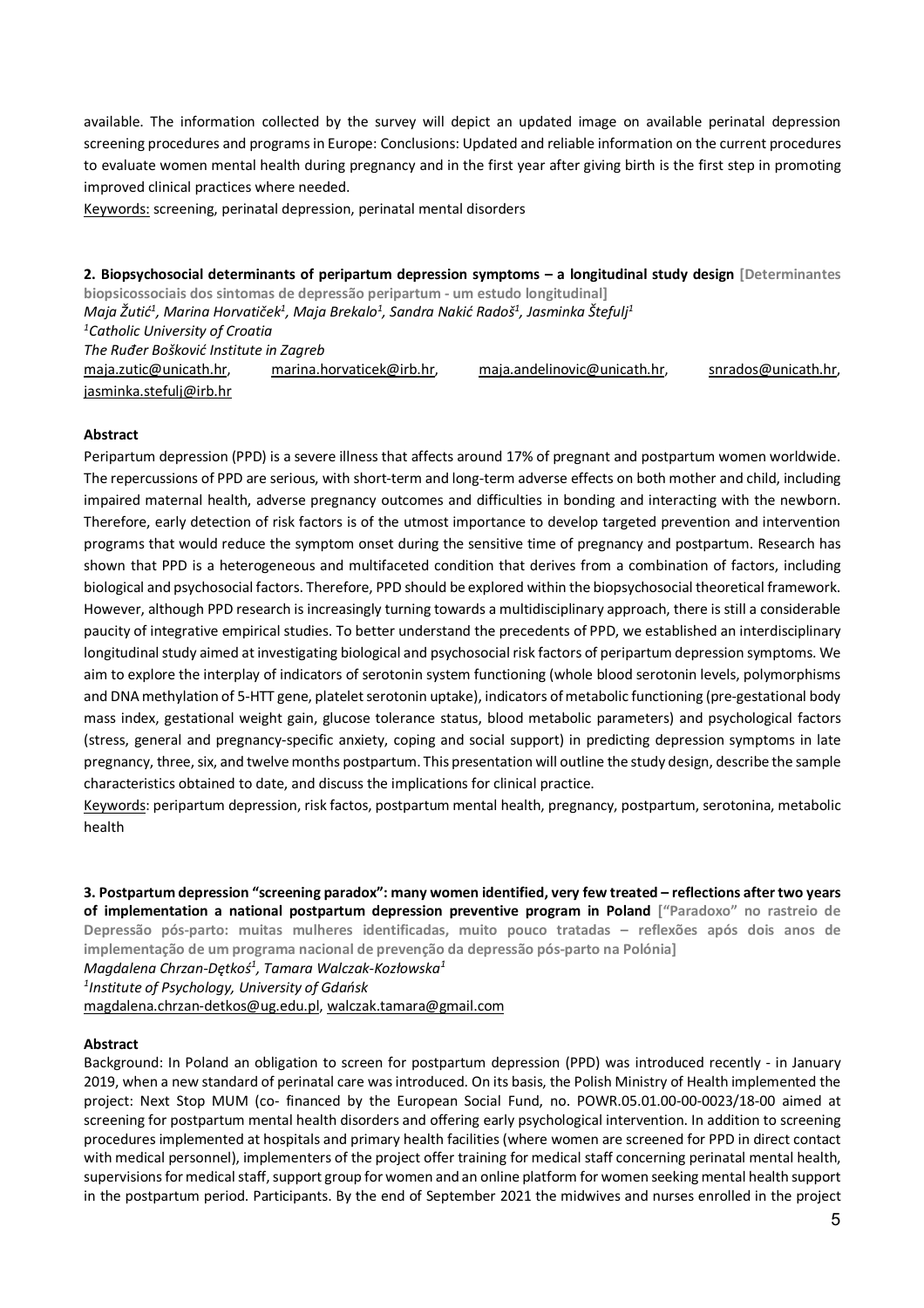available. The information collected by the survey will depict an updated image on available perinatal depression screening procedures and programs in Europe: Conclusions: Updated and reliable information on the current procedures to evaluate women mental health during pregnancy and in the first year after giving birth is the first step in promoting improved clinical practices where needed.

Keywords: screening, perinatal depression, perinatal mental disorders

**2. Biopsychosocial determinants of peripartum depression symptoms – a longitudinal study design** [Determinantes biopsicossociais dos sintomas de depressão peripartum - um estudo longitudinal]

*Maja Žutić[1], Marina Horvatiček[1], Maja Brekalo[1], Sandra Nakić Radoš[1], Jasminka Štefulj[1]*

*[1]Catholic University of Croatia*

*The Ruđer Bošković Institute in Zagreb*

maja.zutic@unicath.hr, marina.horvaticek@irb.hr, maja.andelinovic@unicath.hr, snrados@unicath.hr, jasminka.stefulj@irb.hr

**Abstract**

Peripartum depression (PPD) is a severe illness that affects around 17% of pregnant and postpartum women worldwide. The repercussions of PPD are serious, with short-term and long-term adverse effects on both mother and child, including impaired maternal health, adverse pregnancy outcomes and difficulties in bonding and interacting with the newborn. Therefore, early detection of risk factors is of the utmost importance to develop targeted prevention and intervention programs that would reduce the symptom onset during the sensitive time of pregnancy and postpartum. Research has shown that PPD is a heterogeneous and multifaceted condition that derives from a combination of factors, including biological and psychosocial factors. Therefore, PPD should be explored within the biopsychosocial theoretical framework. However, although PPD research is increasingly turning towards a multidisciplinary approach, there is still a considerable paucity of integrative empirical studies. To better understand the precedents of PPD, we established an interdisciplinary longitudinal study aimed at investigating biological and psychosocial risk factors of peripartum depression symptoms. We aim to explore the interplay of indicators of serotonin system functioning (whole blood serotonin levels, polymorphisms and DNA methylation of 5-HTT gene, platelet serotonin uptake), indicators of metabolic functioning (pre-gestational body mass index, gestational weight gain, glucose tolerance status, blood metabolic parameters) and psychological factors (stress, general and pregnancy-specific anxiety, coping and social support) in predicting depression symptoms in late pregnancy, three, six, and twelve months postpartum. This presentation will outline the study design, describe the sample characteristics obtained to date, and discuss the implications for clinical practice.

Keywords: peripartum depression, risk factos, postpartum mental health, pregnancy, postpartum, serotonina, metabolic health

**3. Postpartum depression "screening paradox": many women identified, very few treated – reflections after two years of implementation a national postpartum depression preventive program in Poland** ["Paradoxo" no rastreio de Depressão pós-parto: muitas mulheres identificadas, muito pouco tratadas – reflexões após dois anos de implementação de um programa nacional de prevenção da depressão pós-parto na Polónia]

*Magdalena Chrzan-Dętkoś[1], Tamara Walczak-Kozłowska[1]*

*[1]Institute of Psychology, University of Gdańsk*

magdalena.chrzan-detkos@ug.edu.pl, walczak.tamara@gmail.com

**Abstract**

Background: In Poland an obligation to screen for postpartum depression (PPD) was introduced recently - in January 2019, when a new standard of perinatal care was introduced. On its basis, the Polish Ministry of Health implemented the project: Next Stop MUM (co- financed by the European Social Fund, no. POWR.05.01.00-00-0023/18-00 aimed at screening for postpartum mental health disorders and offering early psychological intervention. In addition to screening procedures implemented at hospitals and primary health facilities (where women are screened for PPD in direct contact with medical personnel), implementers of the project offer training for medical staff concerning perinatal mental health, supervisions for medical staff, support group for women and an online platform for women seeking mental health support in the postpartum period. Participants. By the end of September 2021 the midwives and nurses enrolled in the project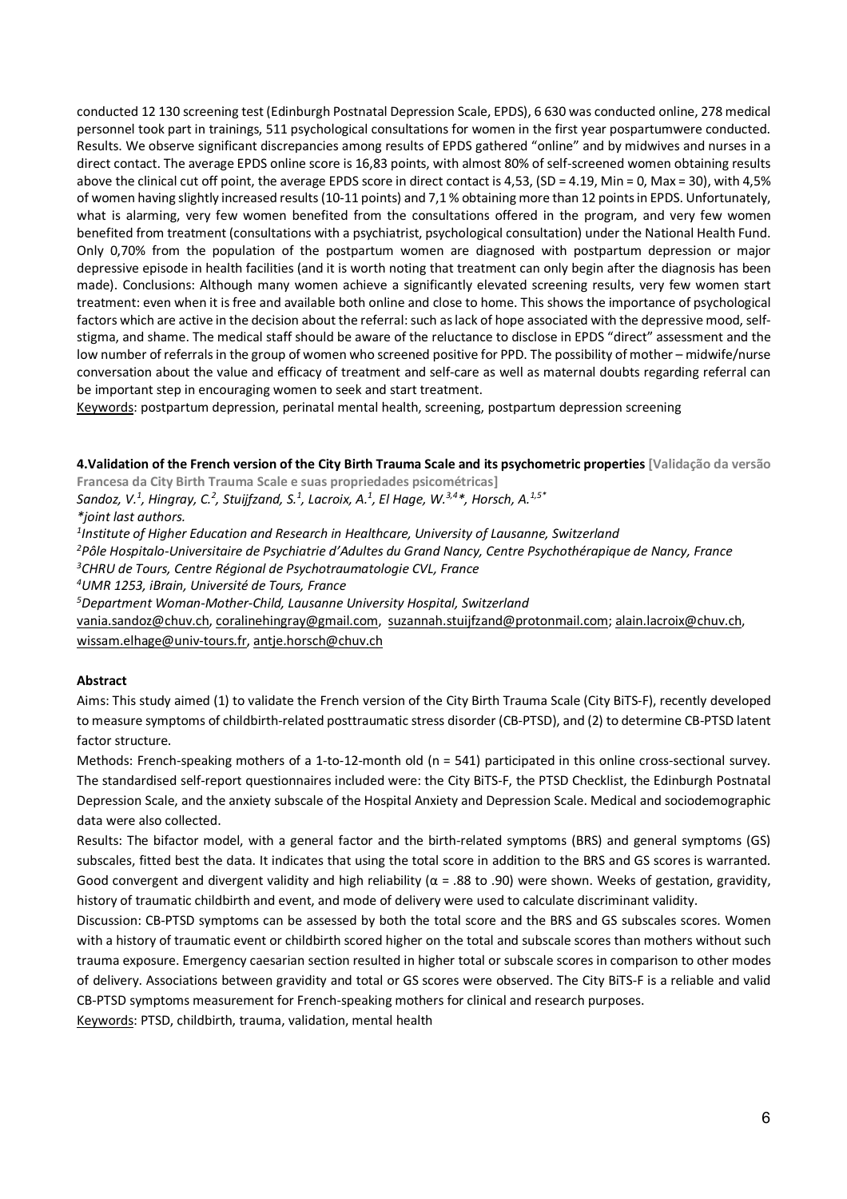conducted 12 130 screening test (Edinburgh Postnatal Depression Scale, EPDS), 6 630 was conducted online, 278 medical personnel took part in trainings, 511 psychological consultations for women in the first year pospartumwere conducted. Results. We observe significant discrepancies among results of EPDS gathered "online" and by midwives and nurses in a direct contact. The average EPDS online score is 16,83 points, with almost 80% of self-screened women obtaining results above the clinical cut off point, the average EPDS score in direct contact is 4,53, (SD = 4.19, Min = 0, Max = 30), with 4,5% of women having slightly increased results (10-11 points) and 7,1 % obtaining more than 12 points in EPDS. Unfortunately, what is alarming, very few women benefited from the consultations offered in the program, and very few women benefited from treatment (consultations with a psychiatrist, psychological consultation) under the National Health Fund. Only 0,70% from the population of the postpartum women are diagnosed with postpartum depression or major depressive episode in health facilities (and it is worth noting that treatment can only begin after the diagnosis has been made). Conclusions: Although many women achieve a significantly elevated screening results, very few women start treatment: even when it is free and available both online and close to home. This shows the importance of psychological factors which are active in the decision about the referral: such as lack of hope associated with the depressive mood, self-stigma, and shame. The medical staff should be aware of the reluctance to disclose in EPDS "direct" assessment and the low number of referrals in the group of women who screened positive for PPD. The possibility of mother – midwife/nurse conversation about the value and efficacy of treatment and self-care as well as maternal doubts regarding referral can be important step in encouraging women to seek and start treatment.

Keywords: postpartum depression, perinatal mental health, screening, postpartum depression screening

**4.Validation of the French version of the City Birth Trauma Scale and its psychometric properties** [Validação da versão Francesa da City Birth Trauma Scale e suas propriedades psicométricas]

*Sandoz, V.[1], Hingray, C.[2], Stuijfzand, S.[1], Lacroix, A.[1], El Hage, W.[3,4]\*, Horsch, A.[1,5\*]*

*\*joint last authors.*

*[1]Institute of Higher Education and Research in Healthcare, University of Lausanne, Switzerland*

*[2]Pôle Hospitalo-Universitaire de Psychiatrie d'Adultes du Grand Nancy, Centre Psychothérapique de Nancy, France*

*[3]CHRU de Tours, Centre Régional de Psychotraumatologie CVL, France*

*[4]UMR 1253, iBrain, Université de Tours, France*

*[5]Department Woman-Mother-Child, Lausanne University Hospital, Switzerland*

vania.sandoz@chuv.ch, coralinehingray@gmail.com, suzannah.stuijfzand@protonmail.com; alain.lacroix@chuv.ch, wissam.elhage@univ-tours.fr, antje.horsch@chuv.ch

**Abstract**

Aims: This study aimed (1) to validate the French version of the City Birth Trauma Scale (City BiTS-F), recently developed to measure symptoms of childbirth-related posttraumatic stress disorder (CB-PTSD), and (2) to determine CB-PTSD latent factor structure.

Methods: French-speaking mothers of a 1-to-12-month old (n = 541) participated in this online cross-sectional survey. The standardised self-report questionnaires included were: the City BiTS-F, the PTSD Checklist, the Edinburgh Postnatal Depression Scale, and the anxiety subscale of the Hospital Anxiety and Depression Scale. Medical and sociodemographic data were also collected.

Results: The bifactor model, with a general factor and the birth-related symptoms (BRS) and general symptoms (GS) subscales, fitted best the data. It indicates that using the total score in addition to the BRS and GS scores is warranted. Good convergent and divergent validity and high reliability ($\alpha$ = .88 to .90) were shown. Weeks of gestation, gravidity, history of traumatic childbirth and event, and mode of delivery were used to calculate discriminant validity.

Discussion: CB-PTSD symptoms can be assessed by both the total score and the BRS and GS subscales scores. Women with a history of traumatic event or childbirth scored higher on the total and subscale scores than mothers without such trauma exposure. Emergency caesarian section resulted in higher total or subscale scores in comparison to other modes of delivery. Associations between gravidity and total or GS scores were observed. The City BiTS-F is a reliable and valid CB-PTSD symptoms measurement for French-speaking mothers for clinical and research purposes.

Keywords: PTSD, childbirth, trauma, validation, mental health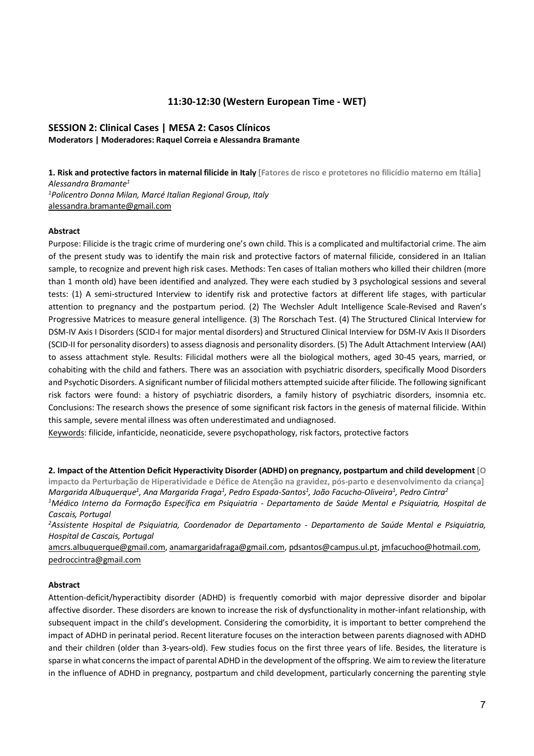### 11:30-12:30 (Western European Time - WET)

## SESSION 2: Clinical Cases | MESA 2: Casos Clínicos

**Moderators | Moderadores: Raquel Correia e Alessandra Bramante**

**1. Risk and protective factors in maternal filicide in Italy** **[Fatores de risco e protetores no filicídio materno em Itália]**
*Alessandra Bramante*[1]
[1]*Policentro Donna Milan, Marcé Italian Regional Group, Italy*
alessandra.bramante@gmail.com

**Abstract**

Purpose: Filicide is the tragic crime of murdering one's own child. This is a complicated and multifactorial crime. The aim of the present study was to identify the main risk and protective factors of maternal filicide, considered in an Italian sample, to recognize and prevent high risk cases. Methods: Ten cases of Italian mothers who killed their children (more than 1 month old) have been identified and analyzed. They were each studied by 3 psychological sessions and several tests: (1) A semi-structured Interview to identify risk and protective factors at different life stages, with particular attention to pregnancy and the postpartum period. (2) The Wechsler Adult Intelligence Scale-Revised and Raven's Progressive Matrices to measure general intelligence. (3) The Rorschach Test. (4) The Structured Clinical Interview for DSM-IV Axis I Disorders (SCID-I for major mental disorders) and Structured Clinical Interview for DSM-IV Axis II Disorders (SCID-II for personality disorders) to assess diagnosis and personality disorders. (5) The Adult Attachment Interview (AAI) to assess attachment style. Results: Filicidal mothers were all the biological mothers, aged 30-45 years, married, or cohabiting with the child and fathers. There was an association with psychiatric disorders, specifically Mood Disorders and Psychotic Disorders. A significant number of filicidal mothers attempted suicide after filicide. The following significant risk factors were found: a history of psychiatric disorders, a family history of psychiatric disorders, insomnia etc. Conclusions: The research shows the presence of some significant risk factors in the genesis of maternal filicide. Within this sample, severe mental illness was often underestimated and undiagnosed.

Keywords: filicide, infanticide, neonaticide, severe psychopathology, risk factors, protective factors

**2. Impact of the Attention Deficit Hyperactivity Disorder (ADHD) on pregnancy, postpartum and child development** **[O impacto da Perturbação de Hiperatividade e Défice de Atenção na gravidez, pós-parto e desenvolvimento da criança]**
*Margarida Albuquerque*[1]*, Ana Margarida Fraga*[1]*, Pedro Espada-Santos*[1]*, João Facucho-Oliveira*[1]*, Pedro Cintra*[2]
[1]*Médico Interno da Formação Específica em Psiquiatria - Departamento de Saúde Mental e Psiquiatria, Hospital de Cascais, Portugal*
[2]*Assistente Hospital de Psiquiatria, Coordenador de Departamento - Departamento de Saúde Mental e Psiquiatria, Hospital de Cascais, Portugal*
amcrs.albuquerque@gmail.com, anamargaridafraga@gmail.com, pdsantos@campus.ul.pt, jmfacuchoo@hotmail.com, pedroccintra@gmail.com

**Abstract**

Attention-deficit/hyperactibity disorder (ADHD) is frequently comorbid with major depressive disorder and bipolar affective disorder. These disorders are known to increase the risk of dysfunctionality in mother-infant relationship, with subsequent impact in the child's development. Considering the comorbidity, it is important to better comprehend the impact of ADHD in perinatal period. Recent literature focuses on the interaction between parents diagnosed with ADHD and their children (older than 3-years-old). Few studies focus on the first three years of life. Besides, the literature is sparse in what concerns the impact of parental ADHD in the development of the offspring. We aim to review the literature in the influence of ADHD in pregnancy, postpartum and child development, particularly concerning the parenting style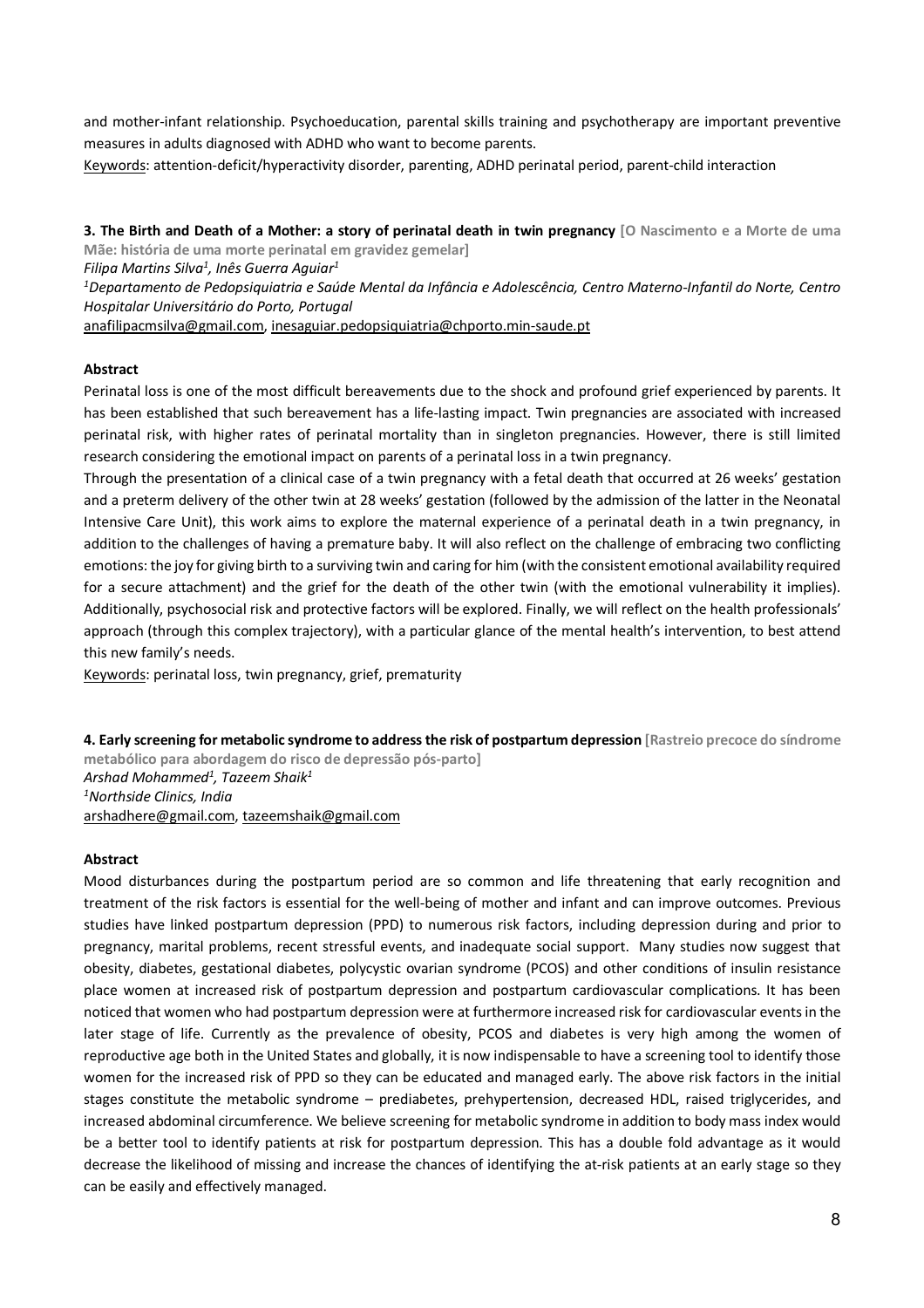and mother-infant relationship. Psychoeducation, parental skills training and psychotherapy are important preventive measures in adults diagnosed with ADHD who want to become parents.

Keywords: attention-deficit/hyperactivity disorder, parenting, ADHD perinatal period, parent-child interaction

### 3. The Birth and Death of a Mother: a story of perinatal death in twin pregnancy [O Nascimento e a Morte de uma Mãe: história de uma morte perinatal em gravidez gemelar]

*Filipa Martins Silva[1], Inês Guerra Aguiar[1]*

*[1]Departamento de Pedopsiquiatria e Saúde Mental da Infância e Adolescência, Centro Materno-Infantil do Norte, Centro Hospitalar Universitário do Porto, Portugal*

anafilipacmsilva@gmail.com, inesaguiar.pedopsiquiatria@chporto.min-saude.pt

**Abstract**

Perinatal loss is one of the most difficult bereavements due to the shock and profound grief experienced by parents. It has been established that such bereavement has a life-lasting impact. Twin pregnancies are associated with increased perinatal risk, with higher rates of perinatal mortality than in singleton pregnancies. However, there is still limited research considering the emotional impact on parents of a perinatal loss in a twin pregnancy.

Through the presentation of a clinical case of a twin pregnancy with a fetal death that occurred at 26 weeks' gestation and a preterm delivery of the other twin at 28 weeks' gestation (followed by the admission of the latter in the Neonatal Intensive Care Unit), this work aims to explore the maternal experience of a perinatal death in a twin pregnancy, in addition to the challenges of having a premature baby. It will also reflect on the challenge of embracing two conflicting emotions: the joy for giving birth to a surviving twin and caring for him (with the consistent emotional availability required for a secure attachment) and the grief for the death of the other twin (with the emotional vulnerability it implies). Additionally, psychosocial risk and protective factors will be explored. Finally, we will reflect on the health professionals' approach (through this complex trajectory), with a particular glance of the mental health's intervention, to best attend this new family's needs.

Keywords: perinatal loss, twin pregnancy, grief, prematurity

### 4. Early screening for metabolic syndrome to address the risk of postpartum depression [Rastreio precoce do síndrome metabólico para abordagem do risco de depressão pós-parto]

*Arshad Mohammed[1], Tazeem Shaik[1]*

*[1]Northside Clinics, India*

arshadhere@gmail.com, tazeemshaik@gmail.com

**Abstract**

Mood disturbances during the postpartum period are so common and life threatening that early recognition and treatment of the risk factors is essential for the well-being of mother and infant and can improve outcomes. Previous studies have linked postpartum depression (PPD) to numerous risk factors, including depression during and prior to pregnancy, marital problems, recent stressful events, and inadequate social support. Many studies now suggest that obesity, diabetes, gestational diabetes, polycystic ovarian syndrome (PCOS) and other conditions of insulin resistance place women at increased risk of postpartum depression and postpartum cardiovascular complications. It has been noticed that women who had postpartum depression were at furthermore increased risk for cardiovascular events in the later stage of life. Currently as the prevalence of obesity, PCOS and diabetes is very high among the women of reproductive age both in the United States and globally, it is now indispensable to have a screening tool to identify those women for the increased risk of PPD so they can be educated and managed early. The above risk factors in the initial stages constitute the metabolic syndrome – prediabetes, prehypertension, decreased HDL, raised triglycerides, and increased abdominal circumference. We believe screening for metabolic syndrome in addition to body mass index would be a better tool to identify patients at risk for postpartum depression. This has a double fold advantage as it would decrease the likelihood of missing and increase the chances of identifying the at-risk patients at an early stage so they can be easily and effectively managed.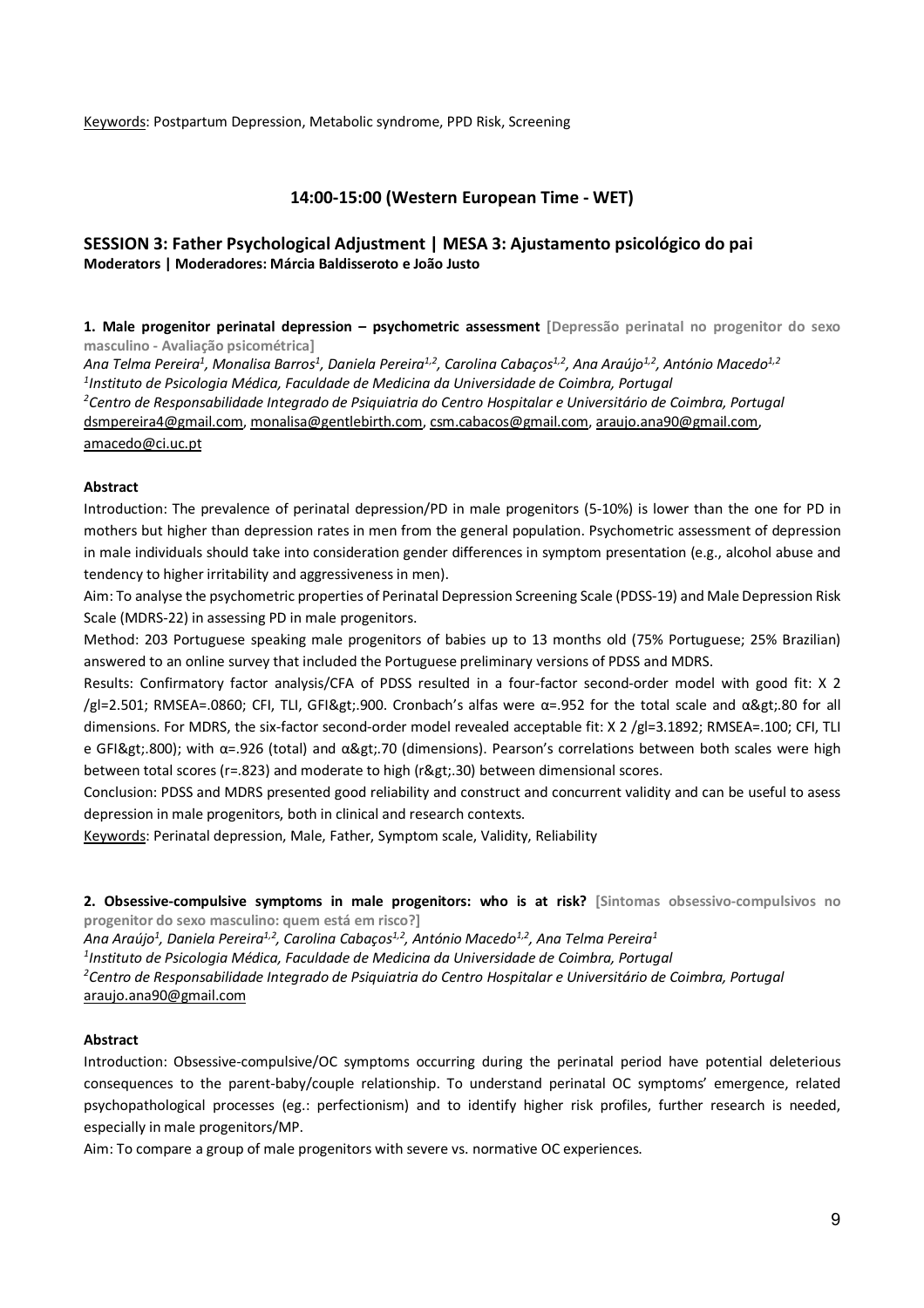Keywords: Postpartum Depression, Metabolic syndrome, PPD Risk, Screening

### 14:00-15:00 (Western European Time - WET)

## SESSION 3: Father Psychological Adjustment | MESA 3: Ajustamento psicológico do pai

**Moderators | Moderadores: Márcia Baldisseroto e João Justo**

**1. Male progenitor perinatal depression – psychometric assessment** [Depressão perinatal no progenitor do sexo masculino - Avaliação psicométrica]

*Ana Telma Pereira[1], Monalisa Barros[1], Daniela Pereira[1,2], Carolina Cabaços[1,2], Ana Araújo[1,2], António Macedo[1,2]*
*[1]Instituto de Psicologia Médica, Faculdade de Medicina da Universidade de Coimbra, Portugal*
*[2]Centro de Responsabilidade Integrado de Psiquiatria do Centro Hospitalar e Universitário de Coimbra, Portugal*
dsmpereira4@gmail.com, monalisa@gentlebirth.com, csm.cabacos@gmail.com, araujo.ana90@gmail.com, amacedo@ci.uc.pt

**Abstract**

Introduction: The prevalence of perinatal depression/PD in male progenitors (5-10%) is lower than the one for PD in mothers but higher than depression rates in men from the general population. Psychometric assessment of depression in male individuals should take into consideration gender differences in symptom presentation (e.g., alcohol abuse and tendency to higher irritability and aggressiveness in men).

Aim: To analyse the psychometric properties of Perinatal Depression Screening Scale (PDSS-19) and Male Depression Risk Scale (MDRS-22) in assessing PD in male progenitors.

Method: 203 Portuguese speaking male progenitors of babies up to 13 months old (75% Portuguese; 25% Brazilian) answered to an online survey that included the Portuguese preliminary versions of PDSS and MDRS.

Results: Confirmatory factor analysis/CFA of PDSS resulted in a four-factor second-order model with good fit: X 2 /gl=2.501; RMSEA=.0860; CFI, TLI, GFI&gt;.900. Cronbach's alfas were α=.952 for the total scale and α&gt;.80 for all dimensions. For MDRS, the six-factor second-order model revealed acceptable fit: X 2 /gl=3.1892; RMSEA=.100; CFI, TLI e GFI&gt;.800); with α=.926 (total) and α&gt;.70 (dimensions). Pearson's correlations between both scales were high between total scores (r=.823) and moderate to high (r&gt;.30) between dimensional scores.

Conclusion: PDSS and MDRS presented good reliability and construct and concurrent validity and can be useful to asess depression in male progenitors, both in clinical and research contexts.

Keywords: Perinatal depression, Male, Father, Symptom scale, Validity, Reliability

**2. Obsessive-compulsive symptoms in male progenitors: who is at risk?** [Sintomas obsessivo-compulsivos no progenitor do sexo masculino: quem está em risco?]

*Ana Araújo[1], Daniela Pereira[1,2], Carolina Cabaços[1,2], António Macedo[1,2], Ana Telma Pereira[1]*
*[1]Instituto de Psicologia Médica, Faculdade de Medicina da Universidade de Coimbra, Portugal*
*[2]Centro de Responsabilidade Integrado de Psiquiatria do Centro Hospitalar e Universitário de Coimbra, Portugal*
araujo.ana90@gmail.com

**Abstract**

Introduction: Obsessive-compulsive/OC symptoms occurring during the perinatal period have potential deleterious consequences to the parent-baby/couple relationship. To understand perinatal OC symptoms' emergence, related psychopathological processes (eg.: perfectionism) and to identify higher risk profiles, further research is needed, especially in male progenitors/MP.

Aim: To compare a group of male progenitors with severe vs. normative OC experiences.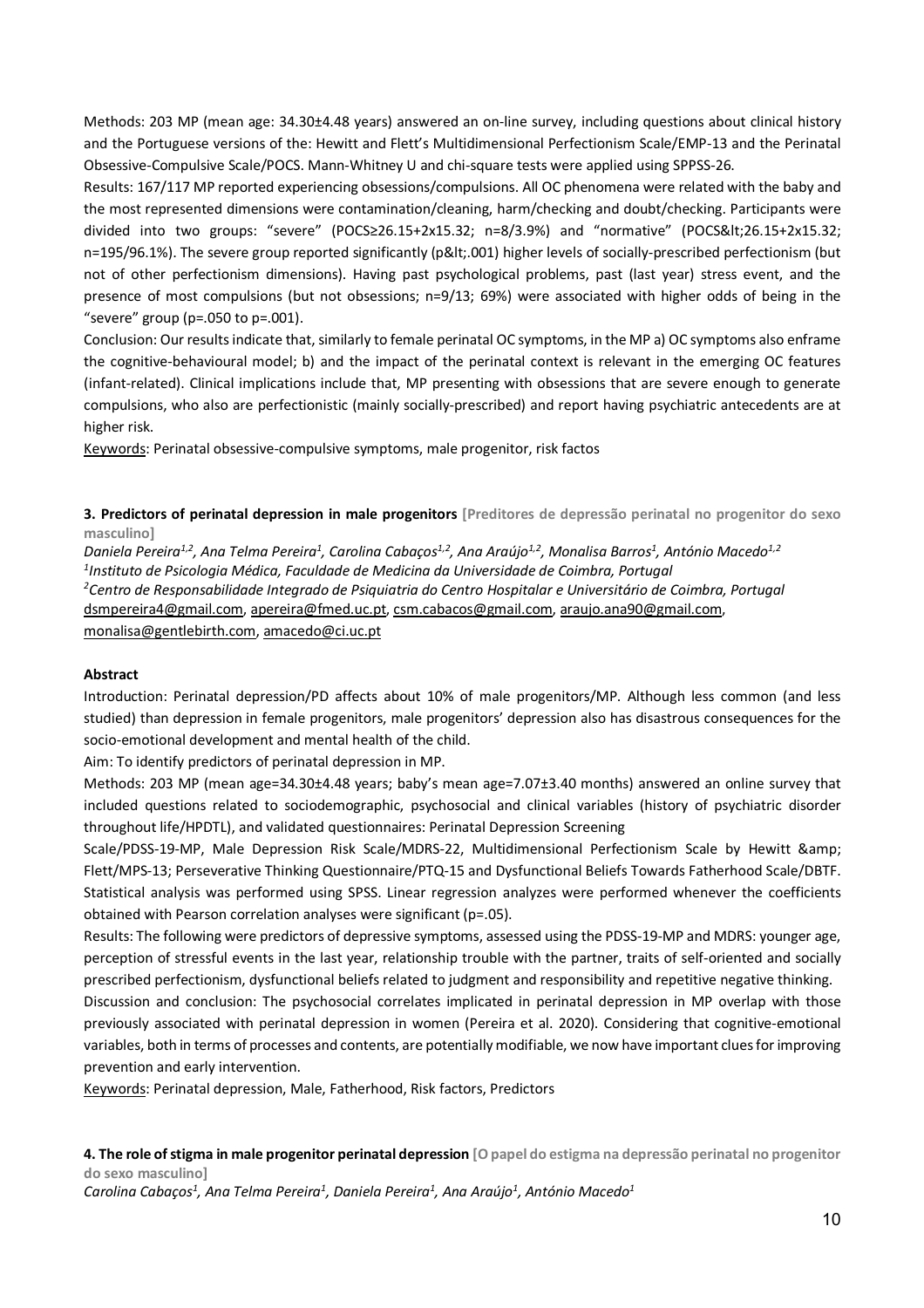Methods: 203 MP (mean age: 34.30±4.48 years) answered an on-line survey, including questions about clinical history and the Portuguese versions of the: Hewitt and Flett's Multidimensional Perfectionism Scale/EMP-13 and the Perinatal Obsessive-Compulsive Scale/POCS. Mann-Whitney U and chi-square tests were applied using SPPSS-26.

Results: 167/117 MP reported experiencing obsessions/compulsions. All OC phenomena were related with the baby and the most represented dimensions were contamination/cleaning, harm/checking and doubt/checking. Participants were divided into two groups: "severe" (POCS≥26.15+2x15.32; n=8/3.9%) and "normative" (POCS&lt;26.15+2x15.32; n=195/96.1%). The severe group reported significantly (p&lt;.001) higher levels of socially-prescribed perfectionism (but not of other perfectionism dimensions). Having past psychological problems, past (last year) stress event, and the presence of most compulsions (but not obsessions; n=9/13; 69%) were associated with higher odds of being in the "severe" group (p=.050 to p=.001).

Conclusion: Our results indicate that, similarly to female perinatal OC symptoms, in the MP a) OC symptoms also enframe the cognitive-behavioural model; b) and the impact of the perinatal context is relevant in the emerging OC features (infant-related). Clinical implications include that, MP presenting with obsessions that are severe enough to generate compulsions, who also are perfectionistic (mainly socially-prescribed) and report having psychiatric antecedents are at higher risk.

Keywords: Perinatal obsessive-compulsive symptoms, male progenitor, risk factos

**3. Predictors of perinatal depression in male progenitors** [Preditores de depressão perinatal no progenitor do sexo masculino]

*Daniela Pereira[1,2], Ana Telma Pereira[1], Carolina Cabaços[1,2], Ana Araújo[1,2], Monalisa Barros[1], António Macedo[1,2]*
*[1]Instituto de Psicologia Médica, Faculdade de Medicina da Universidade de Coimbra, Portugal*
*[2]Centro de Responsabilidade Integrado de Psiquiatria do Centro Hospitalar e Universitário de Coimbra, Portugal*
dsmpereira4@gmail.com, apereira@fmed.uc.pt, csm.cabacos@gmail.com, araujo.ana90@gmail.com, monalisa@gentlebirth.com, amacedo@ci.uc.pt

**Abstract**

Introduction: Perinatal depression/PD affects about 10% of male progenitors/MP. Although less common (and less studied) than depression in female progenitors, male progenitors' depression also has disastrous consequences for the socio-emotional development and mental health of the child.

Aim: To identify predictors of perinatal depression in MP.

Methods: 203 MP (mean age=34.30±4.48 years; baby's mean age=7.07±3.40 months) answered an online survey that included questions related to sociodemographic, psychosocial and clinical variables (history of psychiatric disorder throughout life/HPDTL), and validated questionnaires: Perinatal Depression Screening Scale/PDSS-19-MP, Male Depression Risk Scale/MDRS-22, Multidimensional Perfectionism Scale by Hewitt &amp; Flett/MPS-13; Perseverative Thinking Questionnaire/PTQ-15 and Dysfunctional Beliefs Towards Fatherhood Scale/DBTF. Statistical analysis was performed using SPSS. Linear regression analyzes were performed whenever the coefficients obtained with Pearson correlation analyses were significant (p=.05).

Results: The following were predictors of depressive symptoms, assessed using the PDSS-19-MP and MDRS: younger age, perception of stressful events in the last year, relationship trouble with the partner, traits of self-oriented and socially prescribed perfectionism, dysfunctional beliefs related to judgment and responsibility and repetitive negative thinking.

Discussion and conclusion: The psychosocial correlates implicated in perinatal depression in MP overlap with those previously associated with perinatal depression in women (Pereira et al. 2020). Considering that cognitive-emotional variables, both in terms of processes and contents, are potentially modifiable, we now have important clues for improving prevention and early intervention.

Keywords: Perinatal depression, Male, Fatherhood, Risk factors, Predictors

**4. The role of stigma in male progenitor perinatal depression** [O papel do estigma na depressão perinatal no progenitor do sexo masculino]

*Carolina Cabaços[1], Ana Telma Pereira[1], Daniela Pereira[1], Ana Araújo[1], António Macedo[1]*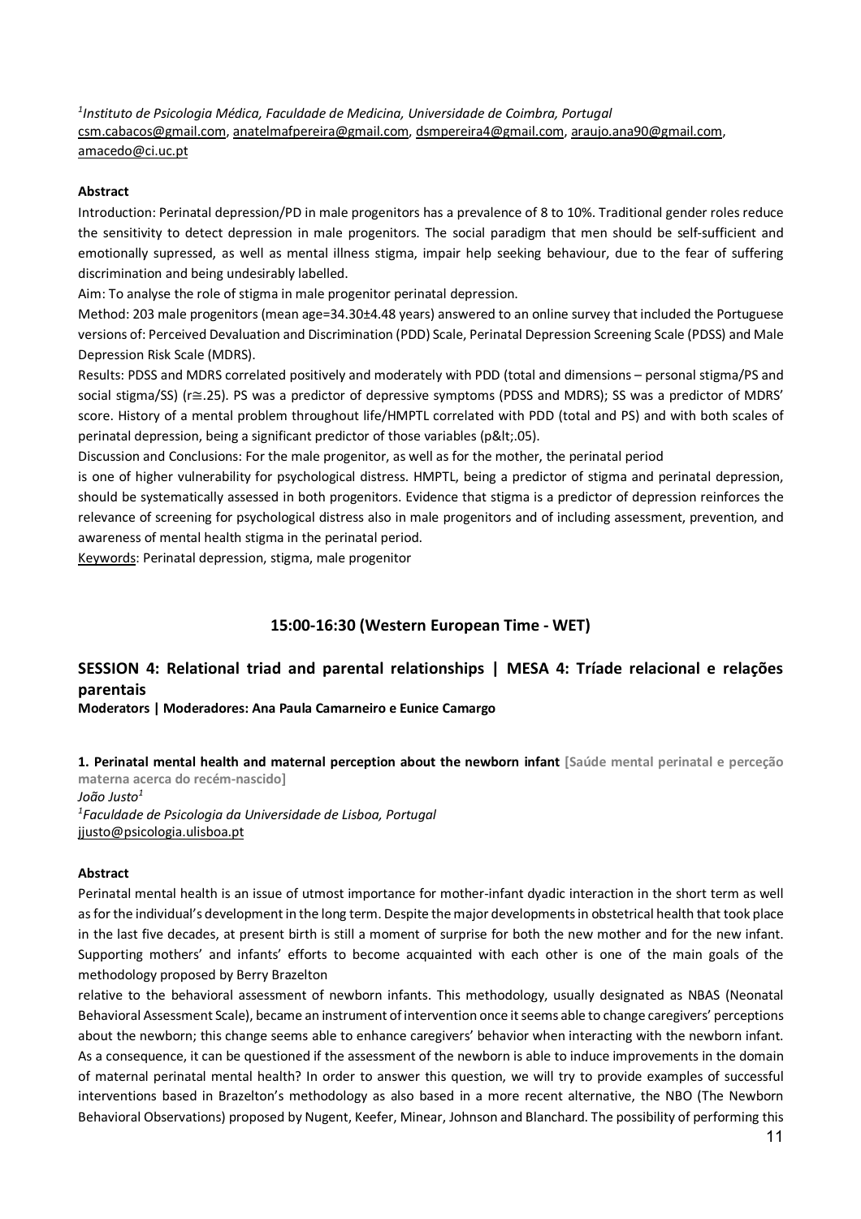[1]*Instituto de Psicologia Médica, Faculdade de Medicina, Universidade de Coimbra, Portugal*
csm.cabacos@gmail.com, anatelmafpereira@gmail.com, dsmpereira4@gmail.com, araujo.ana90@gmail.com, amacedo@ci.uc.pt

**Abstract**

Introduction: Perinatal depression/PD in male progenitors has a prevalence of 8 to 10%. Traditional gender roles reduce the sensitivity to detect depression in male progenitors. The social paradigm that men should be self-sufficient and emotionally supressed, as well as mental illness stigma, impair help seeking behaviour, due to the fear of suffering discrimination and being undesirably labelled.

Aim: To analyse the role of stigma in male progenitor perinatal depression.

Method: 203 male progenitors (mean age=34.30±4.48 years) answered to an online survey that included the Portuguese versions of: Perceived Devaluation and Discrimination (PDD) Scale, Perinatal Depression Screening Scale (PDSS) and Male Depression Risk Scale (MDRS).

Results: PDSS and MDRS correlated positively and moderately with PDD (total and dimensions – personal stigma/PS and social stigma/SS) ($r \cong .25$). PS was a predictor of depressive symptoms (PDSS and MDRS); SS was a predictor of MDRS' score. History of a mental problem throughout life/HMPTL correlated with PDD (total and PS) and with both scales of perinatal depression, being a significant predictor of those variables (p&lt;.05).

Discussion and Conclusions: For the male progenitor, as well as for the mother, the perinatal period
is one of higher vulnerability for psychological distress. HMPTL, being a predictor of stigma and perinatal depression, should be systematically assessed in both progenitors. Evidence that stigma is a predictor of depression reinforces the relevance of screening for psychological distress also in male progenitors and of including assessment, prevention, and awareness of mental health stigma in the perinatal period.

Keywords: Perinatal depression, stigma, male progenitor

### 15:00-16:30 (Western European Time - WET)

## SESSION 4: Relational triad and parental relationships | MESA 4: Tríade relacional e relações parentais

**Moderators | Moderadores: Ana Paula Camarneiro e Eunice Camargo**

**1. Perinatal mental health and maternal perception about the newborn infant** [Saúde mental perinatal e perceção materna acerca do recém-nascido]

*João Justo*[1]

[1]*Faculdade de Psicologia da Universidade de Lisboa, Portugal*
jjusto@psicologia.ulisboa.pt

**Abstract**

Perinatal mental health is an issue of utmost importance for mother-infant dyadic interaction in the short term as well as for the individual's development in the long term. Despite the major developments in obstetrical health that took place in the last five decades, at present birth is still a moment of surprise for both the new mother and for the new infant. Supporting mothers' and infants' efforts to become acquainted with each other is one of the main goals of the methodology proposed by Berry Brazelton
relative to the behavioral assessment of newborn infants. This methodology, usually designated as NBAS (Neonatal Behavioral Assessment Scale), became an instrument of intervention once it seems able to change caregivers' perceptions about the newborn; this change seems able to enhance caregivers' behavior when interacting with the newborn infant. As a consequence, it can be questioned if the assessment of the newborn is able to induce improvements in the domain of maternal perinatal mental health? In order to answer this question, we will try to provide examples of successful interventions based in Brazelton's methodology as also based in a more recent alternative, the NBO (The Newborn Behavioral Observations) proposed by Nugent, Keefer, Minear, Johnson and Blanchard. The possibility of performing this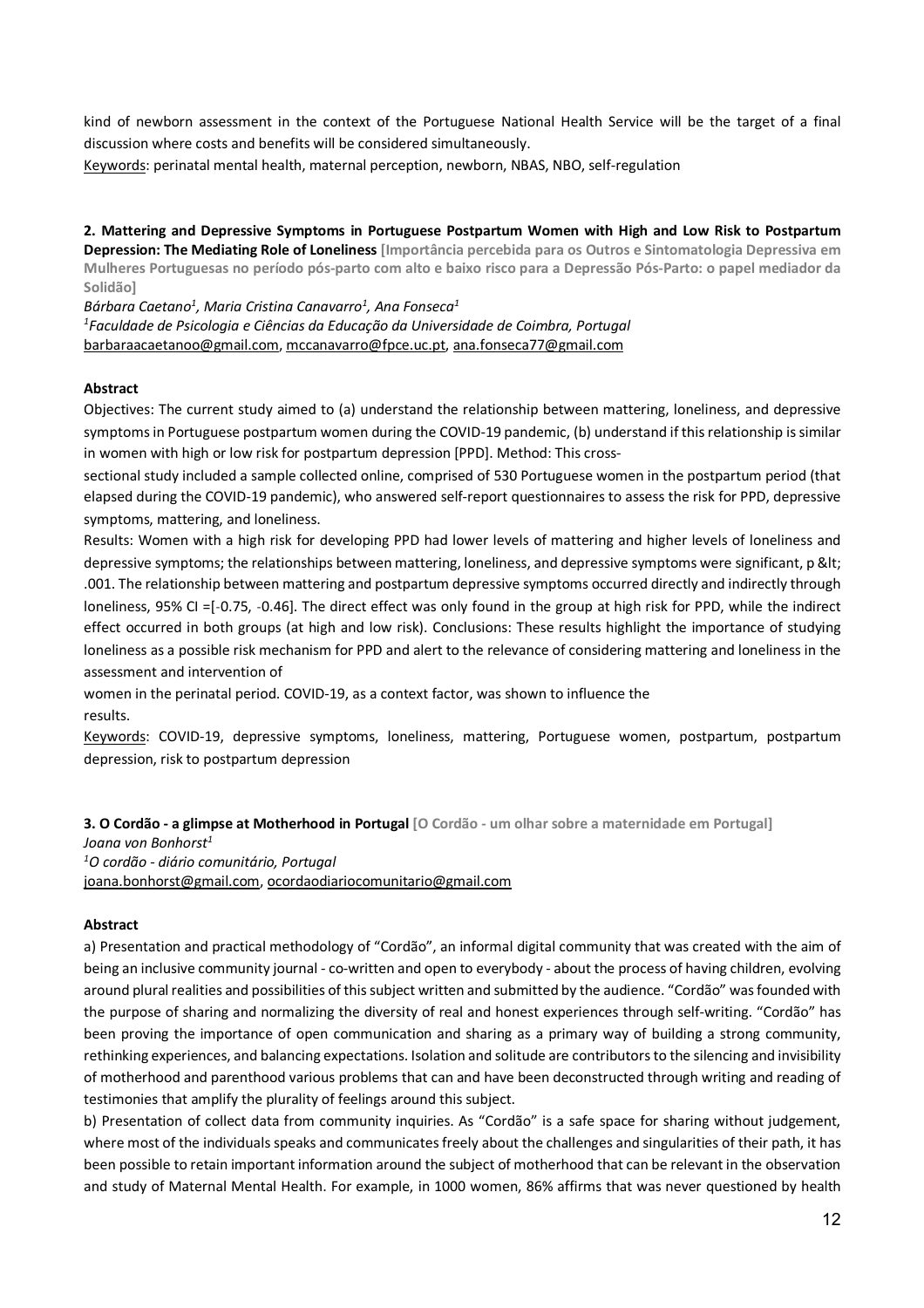kind of newborn assessment in the context of the Portuguese National Health Service will be the target of a final discussion where costs and benefits will be considered simultaneously.

Keywords: perinatal mental health, maternal perception, newborn, NBAS, NBO, self-regulation

**2. Mattering and Depressive Symptoms in Portuguese Postpartum Women with High and Low Risk to Postpartum Depression: The Mediating Role of Loneliness** **[Importância percebida para os Outros e Sintomatologia Depressiva em Mulheres Portuguesas no período pós-parto com alto e baixo risco para a Depressão Pós-Parto: o papel mediador da Solidão]**

*Bárbara Caetano[1], Maria Cristina Canavarro[1], Ana Fonseca[1]*

*[1]Faculdade de Psicologia e Ciências da Educação da Universidade de Coimbra, Portugal*

barbaraacaetanoo@gmail.com, mccanavarro@fpce.uc.pt, ana.fonseca77@gmail.com

**Abstract**

Objectives: The current study aimed to (a) understand the relationship between mattering, loneliness, and depressive symptoms in Portuguese postpartum women during the COVID-19 pandemic, (b) understand if this relationship is similar in women with high or low risk for postpartum depression [PPD]. Method: This cross-sectional study included a sample collected online, comprised of 530 Portuguese women in the postpartum period (that elapsed during the COVID-19 pandemic), who answered self-report questionnaires to assess the risk for PPD, depressive symptoms, mattering, and loneliness.

Results: Women with a high risk for developing PPD had lower levels of mattering and higher levels of loneliness and depressive symptoms; the relationships between mattering, loneliness, and depressive symptoms were significant, p &lt; .001. The relationship between mattering and postpartum depressive symptoms occurred directly and indirectly through loneliness, 95% CI =[-0.75, -0.46]. The direct effect was only found in the group at high risk for PPD, while the indirect effect occurred in both groups (at high and low risk). Conclusions: These results highlight the importance of studying loneliness as a possible risk mechanism for PPD and alert to the relevance of considering mattering and loneliness in the assessment and intervention of women in the perinatal period. COVID-19, as a context factor, was shown to influence the results.

Keywords: COVID-19, depressive symptoms, loneliness, mattering, Portuguese women, postpartum, postpartum depression, risk to postpartum depression

**3. O Cordão - a glimpse at Motherhood in Portugal** **[O Cordão - um olhar sobre a maternidade em Portugal]**

*Joana von Bonhorst[1]*

*[1]O cordão - diário comunitário, Portugal*

joana.bonhorst@gmail.com, ocordaodiariocomunitario@gmail.com

**Abstract**

a) Presentation and practical methodology of "Cordão", an informal digital community that was created with the aim of being an inclusive community journal - co-written and open to everybody - about the process of having children, evolving around plural realities and possibilities of this subject written and submitted by the audience. "Cordão" was founded with the purpose of sharing and normalizing the diversity of real and honest experiences through self-writing. "Cordão" has been proving the importance of open communication and sharing as a primary way of building a strong community, rethinking experiences, and balancing expectations. Isolation and solitude are contributors to the silencing and invisibility of motherhood and parenthood various problems that can and have been deconstructed through writing and reading of testimonies that amplify the plurality of feelings around this subject.

b) Presentation of collect data from community inquiries. As "Cordão" is a safe space for sharing without judgement, where most of the individuals speaks and communicates freely about the challenges and singularities of their path, it has been possible to retain important information around the subject of motherhood that can be relevant in the observation and study of Maternal Mental Health. For example, in 1000 women, 86% affirms that was never questioned by health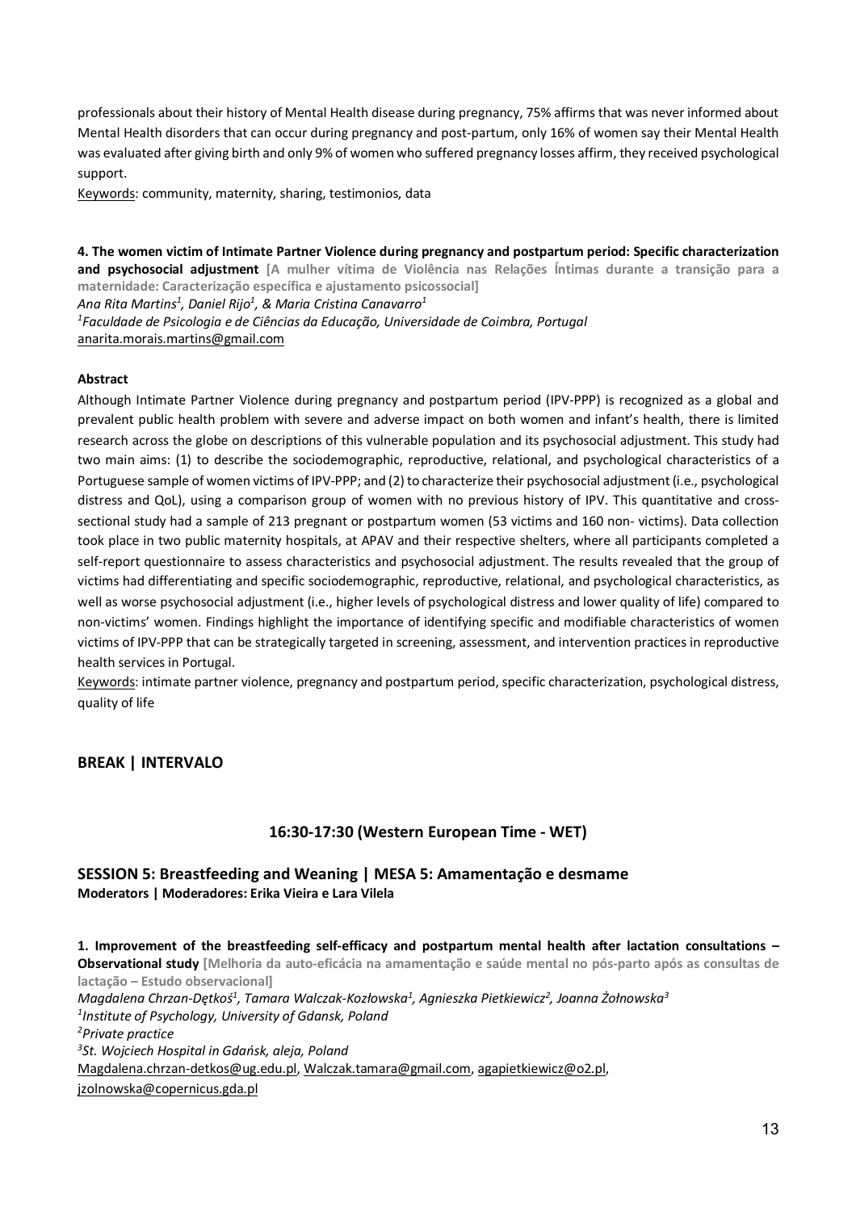professionals about their history of Mental Health disease during pregnancy, 75% affirms that was never informed about Mental Health disorders that can occur during pregnancy and post-partum, only 16% of women say their Mental Health was evaluated after giving birth and only 9% of women who suffered pregnancy losses affirm, they received psychological support.

Keywords: community, maternity, sharing, testimonios, data

**4. The women victim of Intimate Partner Violence during pregnancy and postpartum period: Specific characterization and psychosocial adjustment** **[A mulher vítima de Violência nas Relações Íntimas durante a transição para a maternidade: Caracterização específica e ajustamento psicossocial]**

*Ana Rita Martins[1], Daniel Rijo[1], & Maria Cristina Canavarro[1]*

*[1]Faculdade de Psicologia e de Ciências da Educação, Universidade de Coimbra, Portugal*

anarita.morais.martins@gmail.com

**Abstract**

Although Intimate Partner Violence during pregnancy and postpartum period (IPV-PPP) is recognized as a global and prevalent public health problem with severe and adverse impact on both women and infant's health, there is limited research across the globe on descriptions of this vulnerable population and its psychosocial adjustment. This study had two main aims: (1) to describe the sociodemographic, reproductive, relational, and psychological characteristics of a Portuguese sample of women victims of IPV-PPP; and (2) to characterize their psychosocial adjustment (i.e., psychological distress and QoL), using a comparison group of women with no previous history of IPV. This quantitative and cross-sectional study had a sample of 213 pregnant or postpartum women (53 victims and 160 non- victims). Data collection took place in two public maternity hospitals, at APAV and their respective shelters, where all participants completed a self-report questionnaire to assess characteristics and psychosocial adjustment. The results revealed that the group of victims had differentiating and specific sociodemographic, reproductive, relational, and psychological characteristics, as well as worse psychosocial adjustment (i.e., higher levels of psychological distress and lower quality of life) compared to non-victims' women. Findings highlight the importance of identifying specific and modifiable characteristics of women victims of IPV-PPP that can be strategically targeted in screening, assessment, and intervention practices in reproductive health services in Portugal.

Keywords: intimate partner violence, pregnancy and postpartum period, specific characterization, psychological distress, quality of life

## BREAK | INTERVALO

### 16:30-17:30 (Western European Time - WET)

## SESSION 5: Breastfeeding and Weaning | MESA 5: Amamentação e desmame

**Moderators | Moderadores: Erika Vieira e Lara Vilela**

**1. Improvement of the breastfeeding self-efficacy and postpartum mental health after lactation consultations – Observational study** **[Melhoria da auto-eficácia na amamentação e saúde mental no pós-parto após as consultas de lactação – Estudo observacional]**

*Magdalena Chrzan-Dętkoś[1], Tamara Walczak-Kozłowska[1], Agnieszka Pietkiewicz[2], Joanna Żołnowska[3]*

*[1]Institute of Psychology, University of Gdansk, Poland*

*[2]Private practice*

*[3]St. Wojciech Hospital in Gdańsk, aleja, Poland*

Magdalena.chrzan-detkos@ug.edu.pl, Walczak.tamara@gmail.com, agapietkiewicz@o2.pl, jzolnowska@copernicus.gda.pl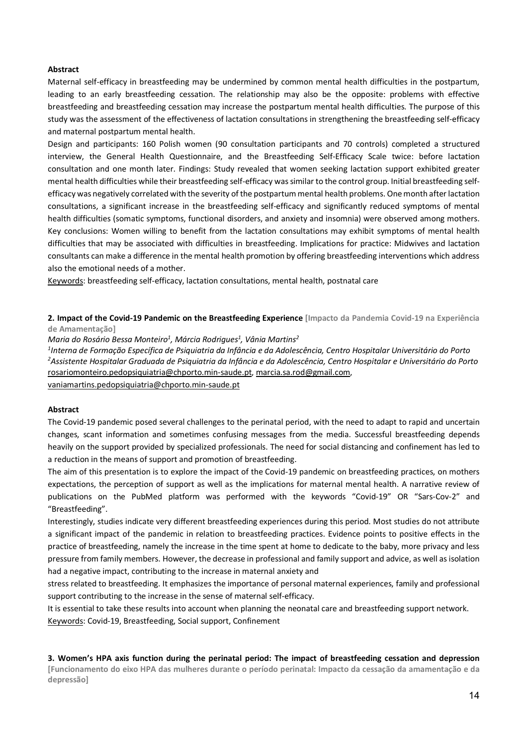**Abstract**

Maternal self-efficacy in breastfeeding may be undermined by common mental health difficulties in the postpartum, leading to an early breastfeeding cessation. The relationship may also be the opposite: problems with effective breastfeeding and breastfeeding cessation may increase the postpartum mental health difficulties. The purpose of this study was the assessment of the effectiveness of lactation consultations in strengthening the breastfeeding self-efficacy and maternal postpartum mental health.

Design and participants: 160 Polish women (90 consultation participants and 70 controls) completed a structured interview, the General Health Questionnaire, and the Breastfeeding Self-Efficacy Scale twice: before lactation consultation and one month later. Findings: Study revealed that women seeking lactation support exhibited greater mental health difficulties while their breastfeeding self-efficacy was similar to the control group. Initial breastfeeding self-efficacy was negatively correlated with the severity of the postpartum mental health problems. One month after lactation consultations, a significant increase in the breastfeeding self-efficacy and significantly reduced symptoms of mental health difficulties (somatic symptoms, functional disorders, and anxiety and insomnia) were observed among mothers. Key conclusions: Women willing to benefit from the lactation consultations may exhibit symptoms of mental health difficulties that may be associated with difficulties in breastfeeding. Implications for practice: Midwives and lactation consultants can make a difference in the mental health promotion by offering breastfeeding interventions which address also the emotional needs of a mother.

Keywords: breastfeeding self-efficacy, lactation consultations, mental health, postnatal care

**2. Impact of the Covid-19 Pandemic on the Breastfeeding Experience** [Impacto da Pandemia Covid-19 na Experiência de Amamentação]

*Maria do Rosário Bessa Monteiro[1], Márcia Rodrigues[1], Vânia Martins[2]*

[1]*Interna de Formação Específica de Psiquiatria da Infância e da Adolescência, Centro Hospitalar Universitário do Porto*
[2]*Assistente Hospitalar Graduada de Psiquiatria da Infância e da Adolescência, Centro Hospitalar e Universitário do Porto*
rosariomonteiro.pedopsiquiatria@chporto.min-saude.pt, marcia.sa.rod@gmail.com, vaniamartins.pedopsiquiatria@chporto.min-saude.pt

**Abstract**

The Covid-19 pandemic posed several challenges to the perinatal period, with the need to adapt to rapid and uncertain changes, scant information and sometimes confusing messages from the media. Successful breastfeeding depends heavily on the support provided by specialized professionals. The need for social distancing and confinement has led to a reduction in the means of support and promotion of breastfeeding.

The aim of this presentation is to explore the impact of the Covid-19 pandemic on breastfeeding practices, on mothers expectations, the perception of support as well as the implications for maternal mental health. A narrative review of publications on the PubMed platform was performed with the keywords "Covid-19" OR "Sars-Cov-2" and "Breastfeeding".

Interestingly, studies indicate very different breastfeeding experiences during this period. Most studies do not attribute a significant impact of the pandemic in relation to breastfeeding practices. Evidence points to positive effects in the practice of breastfeeding, namely the increase in the time spent at home to dedicate to the baby, more privacy and less pressure from family members. However, the decrease in professional and family support and advice, as well as isolation had a negative impact, contributing to the increase in maternal anxiety and stress related to breastfeeding. It emphasizes the importance of personal maternal experiences, family and professional support contributing to the increase in the sense of maternal self-efficacy.

It is essential to take these results into account when planning the neonatal care and breastfeeding support network.

Keywords: Covid-19, Breastfeeding, Social support, Confinement

**3. Women's HPA axis function during the perinatal period: The impact of breastfeeding cessation and depression** [Funcionamento do eixo HPA das mulheres durante o período perinatal: Impacto da cessação da amamentação e da depressão]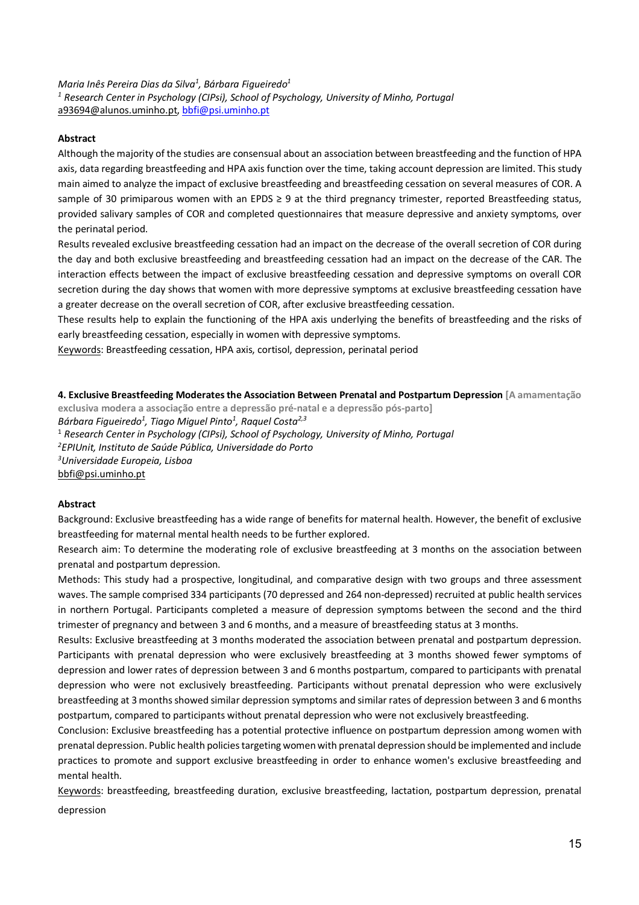*Maria Inês Pereira Dias da Silva[1], Bárbara Figueiredo[1]*
*[1] Research Center in Psychology (CIPsi), School of Psychology, University of Minho, Portugal*
a93694@alunos.uminho.pt, bbfi@psi.uminho.pt

**Abstract**

Although the majority of the studies are consensual about an association between breastfeeding and the function of HPA axis, data regarding breastfeeding and HPA axis function over the time, taking account depression are limited. This study main aimed to analyze the impact of exclusive breastfeeding and breastfeeding cessation on several measures of COR. A sample of 30 primiparous women with an EPDS ≥ 9 at the third pregnancy trimester, reported Breastfeeding status, provided salivary samples of COR and completed questionnaires that measure depressive and anxiety symptoms, over the perinatal period.

Results revealed exclusive breastfeeding cessation had an impact on the decrease of the overall secretion of COR during the day and both exclusive breastfeeding and breastfeeding cessation had an impact on the decrease of the CAR. The interaction effects between the impact of exclusive breastfeeding cessation and depressive symptoms on overall COR secretion during the day shows that women with more depressive symptoms at exclusive breastfeeding cessation have a greater decrease on the overall secretion of COR, after exclusive breastfeeding cessation.

These results help to explain the functioning of the HPA axis underlying the benefits of breastfeeding and the risks of early breastfeeding cessation, especially in women with depressive symptoms.

Keywords: Breastfeeding cessation, HPA axis, cortisol, depression, perinatal period

**4. Exclusive Breastfeeding Moderates the Association Between Prenatal and Postpartum Depression** **[A amamentação exclusiva modera a associação entre a depressão pré-natal e a depressão pós-parto]**
*Bárbara Figueiredo[1], Tiago Miguel Pinto[1], Raquel Costa[2,3]*
[1] *Research Center in Psychology (CIPsi), School of Psychology, University of Minho, Portugal*
*[2]EPIUnit, Instituto de Saúde Pública, Universidade do Porto*
*[3]Universidade Europeia, Lisboa*
bbfi@psi.uminho.pt

**Abstract**

Background: Exclusive breastfeeding has a wide range of benefits for maternal health. However, the benefit of exclusive breastfeeding for maternal mental health needs to be further explored.

Research aim: To determine the moderating role of exclusive breastfeeding at 3 months on the association between prenatal and postpartum depression.

Methods: This study had a prospective, longitudinal, and comparative design with two groups and three assessment waves. The sample comprised 334 participants (70 depressed and 264 non-depressed) recruited at public health services in northern Portugal. Participants completed a measure of depression symptoms between the second and the third trimester of pregnancy and between 3 and 6 months, and a measure of breastfeeding status at 3 months.

Results: Exclusive breastfeeding at 3 months moderated the association between prenatal and postpartum depression. Participants with prenatal depression who were exclusively breastfeeding at 3 months showed fewer symptoms of depression and lower rates of depression between 3 and 6 months postpartum, compared to participants with prenatal depression who were not exclusively breastfeeding. Participants without prenatal depression who were exclusively breastfeeding at 3 months showed similar depression symptoms and similar rates of depression between 3 and 6 months postpartum, compared to participants without prenatal depression who were not exclusively breastfeeding.

Conclusion: Exclusive breastfeeding has a potential protective influence on postpartum depression among women with prenatal depression. Public health policies targeting women with prenatal depression should be implemented and include practices to promote and support exclusive breastfeeding in order to enhance women's exclusive breastfeeding and mental health.

Keywords: breastfeeding, breastfeeding duration, exclusive breastfeeding, lactation, postpartum depression, prenatal depression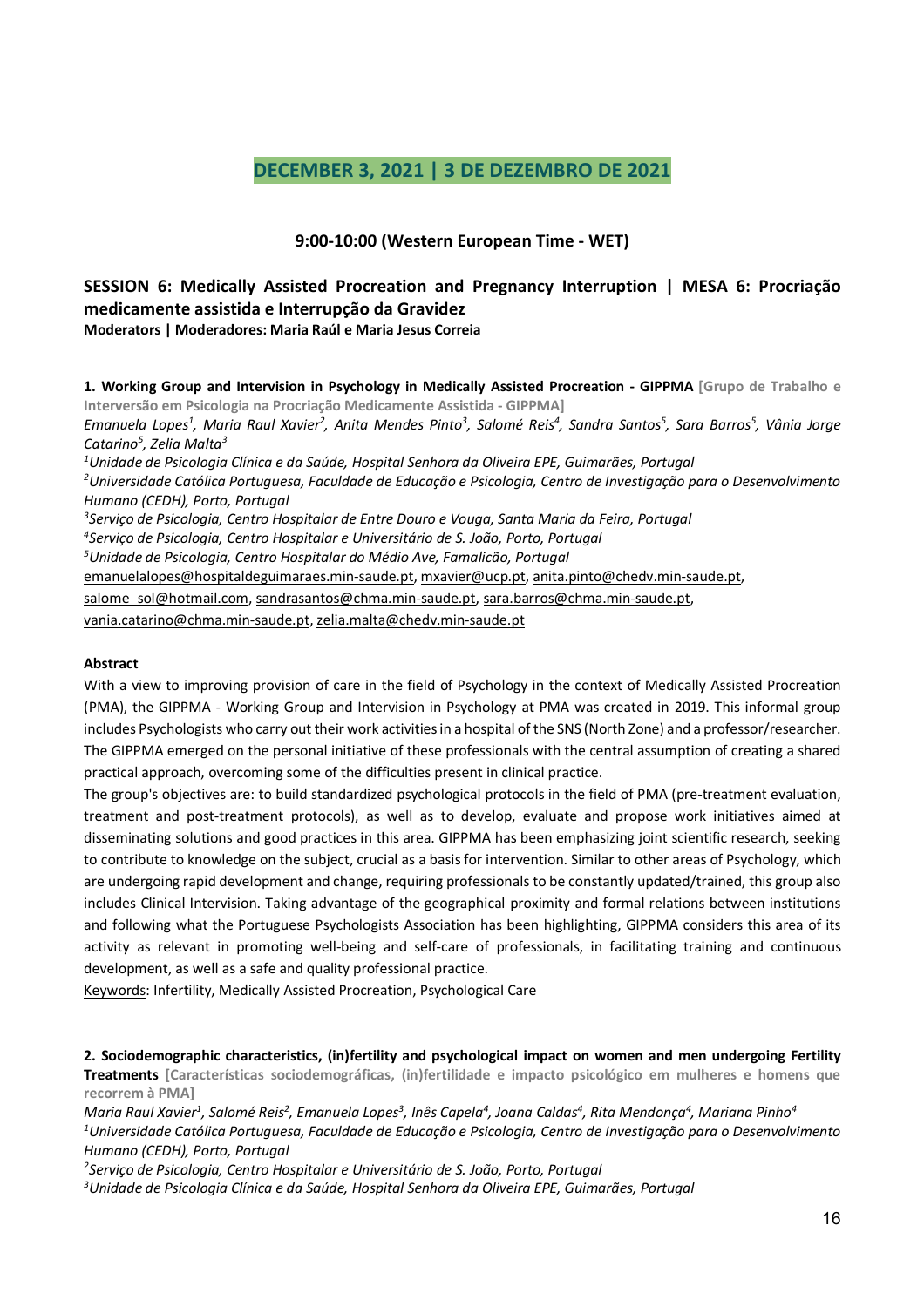## DECEMBER 3, 2021 | 3 DE DEZEMBRO DE 2021

**9:00-10:00 (Western European Time - WET)**

### SESSION 6: Medically Assisted Procreation and Pregnancy Interruption | MESA 6: Procriação medicamente assistida e Interrupção da Gravidez

**Moderators | Moderadores: Maria Raúl e Maria Jesus Correia**

**1. Working Group and Intervision in Psychology in Medically Assisted Procreation - GIPPMA** [Grupo de Trabalho e Interversão em Psicologia na Procriação Medicamente Assistida - GIPPMA]

*Emanuela Lopes[1], Maria Raul Xavier[2], Anita Mendes Pinto[3], Salomé Reis[4], Sandra Santos[5], Sara Barros[5], Vânia Jorge Catarino[5], Zelia Malta[3]*

*[1]Unidade de Psicologia Clínica e da Saúde, Hospital Senhora da Oliveira EPE, Guimarães, Portugal*

*[2]Universidade Católica Portuguesa, Faculdade de Educação e Psicologia, Centro de Investigação para o Desenvolvimento Humano (CEDH), Porto, Portugal*

*[3]Serviço de Psicologia, Centro Hospitalar de Entre Douro e Vouga, Santa Maria da Feira, Portugal*

*[4]Serviço de Psicologia, Centro Hospitalar e Universitário de S. João, Porto, Portugal*

*[5]Unidade de Psicologia, Centro Hospitalar do Médio Ave, Famalicão, Portugal*

emanuelalopes@hospitaldeguimaraes.min-saude.pt, mxavier@ucp.pt, anita.pinto@chedv.min-saude.pt, salome_sol@hotmail.com, sandrasantos@chma.min-saude.pt, sara.barros@chma.min-saude.pt, vania.catarino@chma.min-saude.pt, zelia.malta@chedv.min-saude.pt

**Abstract**

With a view to improving provision of care in the field of Psychology in the context of Medically Assisted Procreation (PMA), the GIPPMA - Working Group and Intervision in Psychology at PMA was created in 2019. This informal group includes Psychologists who carry out their work activities in a hospital of the SNS (North Zone) and a professor/researcher. The GIPPMA emerged on the personal initiative of these professionals with the central assumption of creating a shared practical approach, overcoming some of the difficulties present in clinical practice.

The group's objectives are: to build standardized psychological protocols in the field of PMA (pre-treatment evaluation, treatment and post-treatment protocols), as well as to develop, evaluate and propose work initiatives aimed at disseminating solutions and good practices in this area. GIPPMA has been emphasizing joint scientific research, seeking to contribute to knowledge on the subject, crucial as a basis for intervention. Similar to other areas of Psychology, which are undergoing rapid development and change, requiring professionals to be constantly updated/trained, this group also includes Clinical Intervision. Taking advantage of the geographical proximity and formal relations between institutions and following what the Portuguese Psychologists Association has been highlighting, GIPPMA considers this area of its activity as relevant in promoting well-being and self-care of professionals, in facilitating training and continuous development, as well as a safe and quality professional practice.

Keywords: Infertility, Medically Assisted Procreation, Psychological Care

**2. Sociodemographic characteristics, (in)fertility and psychological impact on women and men undergoing Fertility Treatments** [Características sociodemográficas, (in)fertilidade e impacto psicológico em mulheres e homens que recorrem à PMA]

*Maria Raul Xavier[1], Salomé Reis[2], Emanuela Lopes[3], Inês Capela[4], Joana Caldas[4], Rita Mendonça[4], Mariana Pinho[4]*

*[1]Universidade Católica Portuguesa, Faculdade de Educação e Psicologia, Centro de Investigação para o Desenvolvimento Humano (CEDH), Porto, Portugal*

*[2]Serviço de Psicologia, Centro Hospitalar e Universitário de S. João, Porto, Portugal*

*[3]Unidade de Psicologia Clínica e da Saúde, Hospital Senhora da Oliveira EPE, Guimarães, Portugal*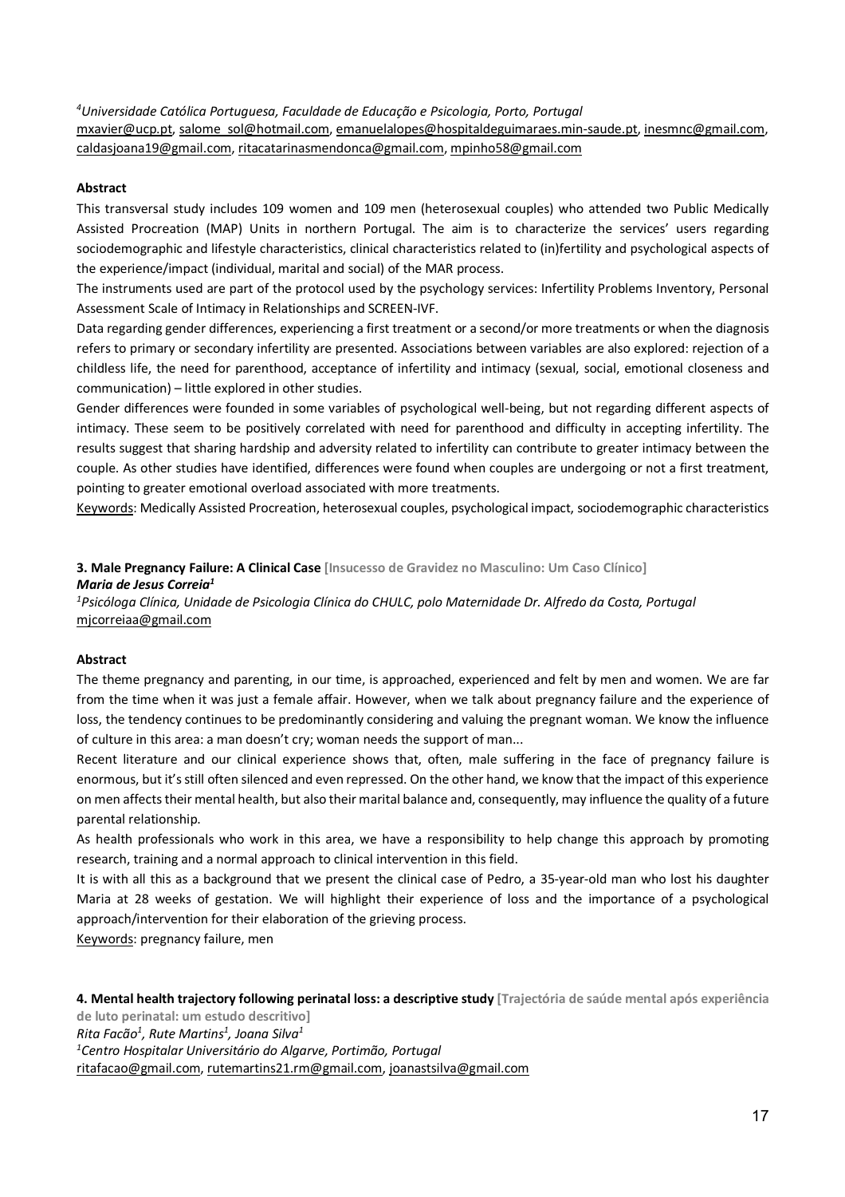[4]*Universidade Católica Portuguesa, Faculdade de Educação e Psicologia, Porto, Portugal*
mxavier@ucp.pt, salome_sol@hotmail.com, emanuelalopes@hospitaldeguimaraes.min-saude.pt, inesmnc@gmail.com, caldasjoana19@gmail.com, ritacatarinasmendonca@gmail.com, mpinho58@gmail.com

**Abstract**

This transversal study includes 109 women and 109 men (heterosexual couples) who attended two Public Medically Assisted Procreation (MAP) Units in northern Portugal. The aim is to characterize the services' users regarding sociodemographic and lifestyle characteristics, clinical characteristics related to (in)fertility and psychological aspects of the experience/impact (individual, marital and social) of the MAR process.

The instruments used are part of the protocol used by the psychology services: Infertility Problems Inventory, Personal Assessment Scale of Intimacy in Relationships and SCREEN-IVF.

Data regarding gender differences, experiencing a first treatment or a second/or more treatments or when the diagnosis refers to primary or secondary infertility are presented. Associations between variables are also explored: rejection of a childless life, the need for parenthood, acceptance of infertility and intimacy (sexual, social, emotional closeness and communication) – little explored in other studies.

Gender differences were founded in some variables of psychological well-being, but not regarding different aspects of intimacy. These seem to be positively correlated with need for parenthood and difficulty in accepting infertility. The results suggest that sharing hardship and adversity related to infertility can contribute to greater intimacy between the couple. As other studies have identified, differences were found when couples are undergoing or not a first treatment, pointing to greater emotional overload associated with more treatments.

Keywords: Medically Assisted Procreation, heterosexual couples, psychological impact, sociodemographic characteristics

**3. Male Pregnancy Failure: A Clinical Case** [Insucesso de Gravidez no Masculino: Um Caso Clínico]

***Maria de Jesus Correia***[1]

[1]*Psicóloga Clínica, Unidade de Psicologia Clínica do CHULC, polo Maternidade Dr. Alfredo da Costa, Portugal*
mjcorreiaa@gmail.com

**Abstract**

The theme pregnancy and parenting, in our time, is approached, experienced and felt by men and women. We are far from the time when it was just a female affair. However, when we talk about pregnancy failure and the experience of loss, the tendency continues to be predominantly considering and valuing the pregnant woman. We know the influence of culture in this area: a man doesn't cry; woman needs the support of man...

Recent literature and our clinical experience shows that, often, male suffering in the face of pregnancy failure is enormous, but it's still often silenced and even repressed. On the other hand, we know that the impact of this experience on men affects their mental health, but also their marital balance and, consequently, may influence the quality of a future parental relationship.

As health professionals who work in this area, we have a responsibility to help change this approach by promoting research, training and a normal approach to clinical intervention in this field.

It is with all this as a background that we present the clinical case of Pedro, a 35-year-old man who lost his daughter Maria at 28 weeks of gestation. We will highlight their experience of loss and the importance of a psychological approach/intervention for their elaboration of the grieving process.

Keywords: pregnancy failure, men

**4. Mental health trajectory following perinatal loss: a descriptive study** [Trajectória de saúde mental após experiência de luto perinatal: um estudo descritivo]

*Rita Facão*[1]*, Rute Martins*[1]*, Joana Silva*[1]

[1]*Centro Hospitalar Universitário do Algarve, Portimão, Portugal*
ritafacao@gmail.com, rutemartins21.rm@gmail.com, joanastsilva@gmail.com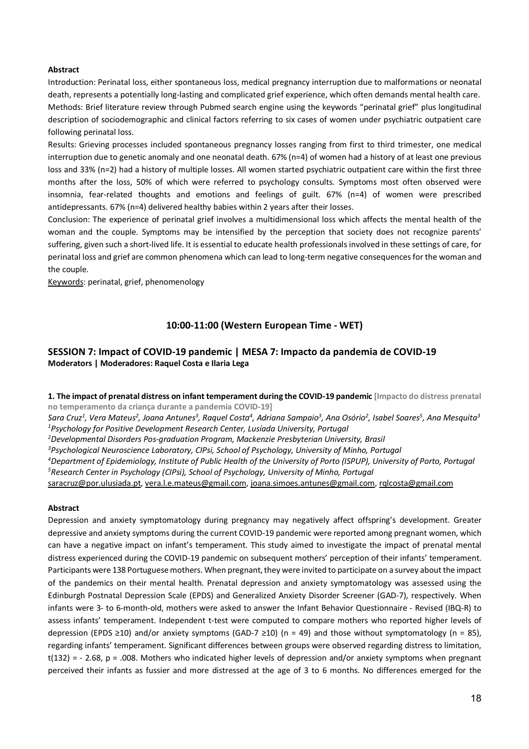**Abstract**

Introduction: Perinatal loss, either spontaneous loss, medical pregnancy interruption due to malformations or neonatal death, represents a potentially long-lasting and complicated grief experience, which often demands mental health care.

Methods: Brief literature review through Pubmed search engine using the keywords "perinatal grief" plus longitudinal description of sociodemographic and clinical factors referring to six cases of women under psychiatric outpatient care following perinatal loss.

Results: Grieving processes included spontaneous pregnancy losses ranging from first to third trimester, one medical interruption due to genetic anomaly and one neonatal death. 67% (n=4) of women had a history of at least one previous loss and 33% (n=2) had a history of multiple losses. All women started psychiatric outpatient care within the first three months after the loss, 50% of which were referred to psychology consults. Symptoms most often observed were insomnia, fear-related thoughts and emotions and feelings of guilt. 67% (n=4) of women were prescribed antidepressants. 67% (n=4) delivered healthy babies within 2 years after their losses.

Conclusion: The experience of perinatal grief involves a multidimensional loss which affects the mental health of the woman and the couple. Symptoms may be intensified by the perception that society does not recognize parents' suffering, given such a short-lived life. It is essential to educate health professionals involved in these settings of care, for perinatal loss and grief are common phenomena which can lead to long-term negative consequences for the woman and the couple.

Keywords: perinatal, grief, phenomenology

### 10:00-11:00 (Western European Time - WET)

## SESSION 7: Impact of COVID-19 pandemic | MESA 7: Impacto da pandemia de COVID-19

**Moderators | Moderadores: Raquel Costa e Ilaria Lega**

**1. The impact of prenatal distress on infant temperament during the COVID-19 pandemic** **[Impacto do distress prenatal no temperamento da criança durante a pandemia COVID-19]**

*Sara Cruz[1], Vera Mateus[2], Joana Antunes[3], Raquel Costa[4], Adriana Sampaio[3], Ana Osório[2], Isabel Soares[5], Ana Mesquita[3]*

*[1]Psychology for Positive Development Research Center, Lusíada University, Portugal*

*[2]Developmental Disorders Pos-graduation Program, Mackenzie Presbyterian University, Brasil*

*[3]Psychological Neuroscience Laboratory, CIPsi, School of Psychology, University of Minho, Portugal*

*[4]Department of Epidemiology, Institute of Public Health of the University of Porto (ISPUP), University of Porto, Portugal*

*[5]Research Center in Psychology (CIPsi), School of Psychology, University of Minho, Portugal*

saracruz@por.ulusiada.pt, vera.l.e.mateus@gmail.com, joana.simoes.antunes@gmail.com, rqlcosta@gmail.com

**Abstract**

Depression and anxiety symptomatology during pregnancy may negatively affect offspring's development. Greater depressive and anxiety symptoms during the current COVID-19 pandemic were reported among pregnant women, which can have a negative impact on infant's temperament. This study aimed to investigate the impact of prenatal mental distress experienced during the COVID-19 pandemic on subsequent mothers' perception of their infants' temperament. Participants were 138 Portuguese mothers. When pregnant, they were invited to participate on a survey about the impact of the pandemics on their mental health. Prenatal depression and anxiety symptomatology was assessed using the Edinburgh Postnatal Depression Scale (EPDS) and Generalized Anxiety Disorder Screener (GAD-7), respectively. When infants were 3- to 6-month-old, mothers were asked to answer the Infant Behavior Questionnaire - Revised (IBQ-R) to assess infants' temperament. Independent t-test were computed to compare mothers who reported higher levels of depression (EPDS ≥10) and/or anxiety symptoms (GAD-7 ≥10) (n = 49) and those without symptomatology (n = 85), regarding infants' temperament. Significant differences between groups were observed regarding distress to limitation, $t(132) = -2.68$, $p = .008$. Mothers who indicated higher levels of depression and/or anxiety symptoms when pregnant perceived their infants as fussier and more distressed at the age of 3 to 6 months. No differences emerged for the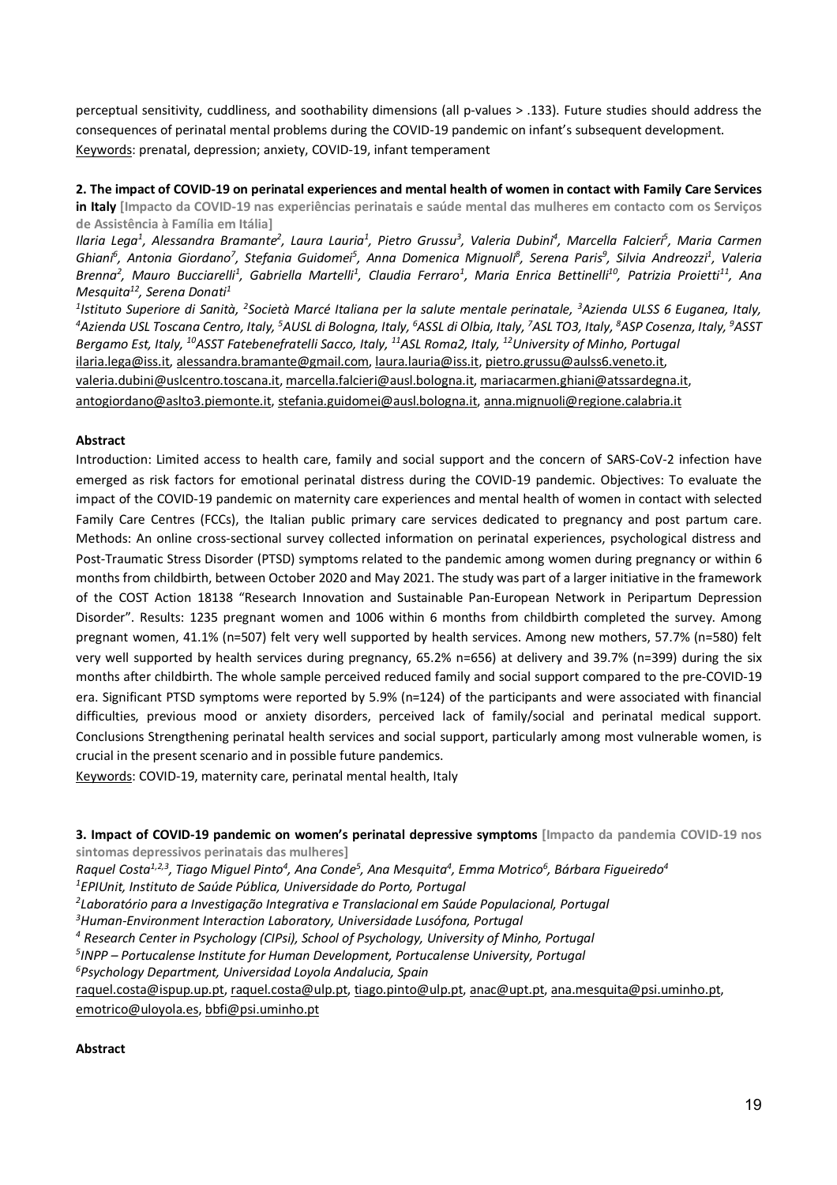perceptual sensitivity, cuddliness, and soothability dimensions (all p-values > .133). Future studies should address the consequences of perinatal mental problems during the COVID-19 pandemic on infant's subsequent development.

Keywords: prenatal, depression; anxiety, COVID-19, infant temperament

**2. The impact of COVID-19 on perinatal experiences and mental health of women in contact with Family Care Services in Italy [Impacto da COVID-19 nas experiências perinatais e saúde mental das mulheres em contacto com os Serviços de Assistência à Família em Itália]**

*Ilaria Lega[1], Alessandra Bramante[2], Laura Lauria[1], Pietro Grussu[3], Valeria Dubini[4], Marcella Falcieri[5], Maria Carmen Ghiani[6], Antonia Giordano[7], Stefania Guidomei[5], Anna Domenica Mignuoli[8], Serena Paris[9], Silvia Andreozzi[1], Valeria Brenna[2], Mauro Bucciarelli[1], Gabriella Martelli[1], Claudia Ferraro[1], Maria Enrica Bettinelli[10], Patrizia Proietti[11], Ana Mesquita[12], Serena Donati[1]*

*[1]Istituto Superiore di Sanità, [2]Società Marcé Italiana per la salute mentale perinatale, [3]Azienda ULSS 6 Euganea, Italy, [4]Azienda USL Toscana Centro, Italy, [5]AUSL di Bologna, Italy, [6]ASSL di Olbia, Italy, [7]ASL TO3, Italy, [8]ASP Cosenza, Italy, [9]ASST Bergamo Est, Italy, [10]ASST Fatebenefratelli Sacco, Italy, [11]ASL Roma2, Italy, [12]University of Minho, Portugal*

ilaria.lega@iss.it, alessandra.bramante@gmail.com, laura.lauria@iss.it, pietro.grussu@aulss6.veneto.it, valeria.dubini@uslcentro.toscana.it, marcella.falcieri@ausl.bologna.it, mariacarmen.ghiani@atssardegna.it, antogiordano@aslto3.piemonte.it, stefania.guidomei@ausl.bologna.it, anna.mignuoli@regione.calabria.it

**Abstract**

Introduction: Limited access to health care, family and social support and the concern of SARS-CoV-2 infection have emerged as risk factors for emotional perinatal distress during the COVID-19 pandemic. Objectives: To evaluate the impact of the COVID-19 pandemic on maternity care experiences and mental health of women in contact with selected Family Care Centres (FCCs), the Italian public primary care services dedicated to pregnancy and post partum care. Methods: An online cross-sectional survey collected information on perinatal experiences, psychological distress and Post-Traumatic Stress Disorder (PTSD) symptoms related to the pandemic among women during pregnancy or within 6 months from childbirth, between October 2020 and May 2021. The study was part of a larger initiative in the framework of the COST Action 18138 "Research Innovation and Sustainable Pan-European Network in Peripartum Depression Disorder". Results: 1235 pregnant women and 1006 within 6 months from childbirth completed the survey. Among pregnant women, 41.1% (n=507) felt very well supported by health services. Among new mothers, 57.7% (n=580) felt very well supported by health services during pregnancy, 65.2% n=656) at delivery and 39.7% (n=399) during the six months after childbirth. The whole sample perceived reduced family and social support compared to the pre-COVID-19 era. Significant PTSD symptoms were reported by 5.9% (n=124) of the participants and were associated with financial difficulties, previous mood or anxiety disorders, perceived lack of family/social and perinatal medical support. Conclusions Strengthening perinatal health services and social support, particularly among most vulnerable women, is crucial in the present scenario and in possible future pandemics.

Keywords: COVID-19, maternity care, perinatal mental health, Italy

**3. Impact of COVID-19 pandemic on women's perinatal depressive symptoms [Impacto da pandemia COVID-19 nos sintomas depressivos perinatais das mulheres]**

*Raquel Costa[1,2,3], Tiago Miguel Pinto[4], Ana Conde[5], Ana Mesquita[4], Emma Motrico[6], Bárbara Figueiredo[4]*

*[1]EPIUnit, Instituto de Saúde Pública, Universidade do Porto, Portugal*

*[2]Laboratório para a Investigação Integrativa e Translacional em Saúde Populacional, Portugal*

*[3]Human-Environment Interaction Laboratory, Universidade Lusófona, Portugal*

*[4] Research Center in Psychology (CIPsi), School of Psychology, University of Minho, Portugal*

*[5]INPP – Portucalense Institute for Human Development, Portucalense University, Portugal*

*[6]Psychology Department, Universidad Loyola Andalucia, Spain*

raquel.costa@ispup.up.pt, raquel.costa@ulp.pt, tiago.pinto@ulp.pt, anac@upt.pt, ana.mesquita@psi.uminho.pt, emotrico@uloyola.es, bbfi@psi.uminho.pt

**Abstract**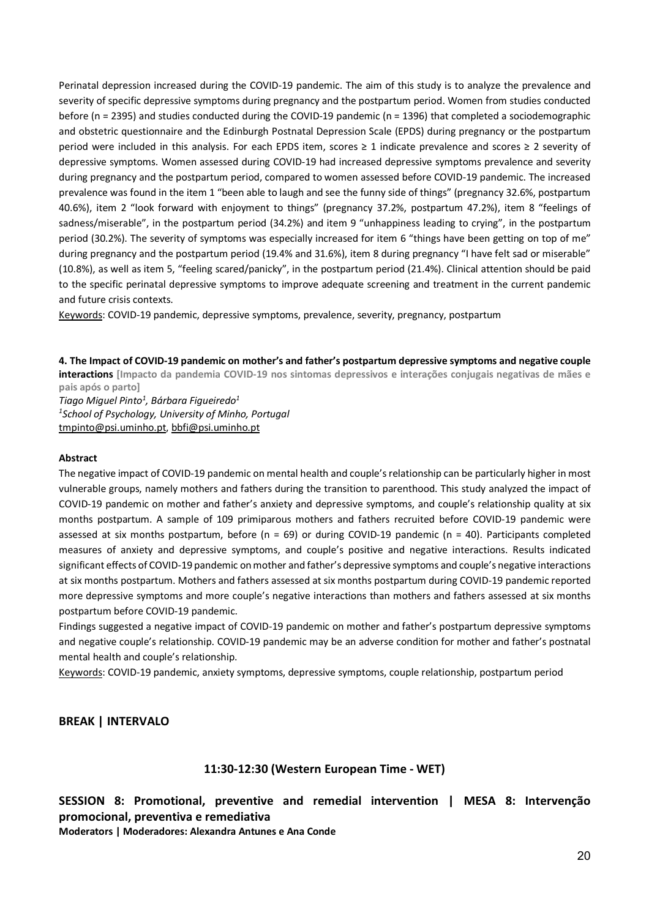Perinatal depression increased during the COVID-19 pandemic. The aim of this study is to analyze the prevalence and severity of specific depressive symptoms during pregnancy and the postpartum period. Women from studies conducted before (n = 2395) and studies conducted during the COVID-19 pandemic (n = 1396) that completed a sociodemographic and obstetric questionnaire and the Edinburgh Postnatal Depression Scale (EPDS) during pregnancy or the postpartum period were included in this analysis. For each EPDS item, scores ≥ 1 indicate prevalence and scores ≥ 2 severity of depressive symptoms. Women assessed during COVID-19 had increased depressive symptoms prevalence and severity during pregnancy and the postpartum period, compared to women assessed before COVID-19 pandemic. The increased prevalence was found in the item 1 "been able to laugh and see the funny side of things" (pregnancy 32.6%, postpartum 40.6%), item 2 "look forward with enjoyment to things" (pregnancy 37.2%, postpartum 47.2%), item 8 "feelings of sadness/miserable", in the postpartum period (34.2%) and item 9 "unhappiness leading to crying", in the postpartum period (30.2%). The severity of symptoms was especially increased for item 6 "things have been getting on top of me" during pregnancy and the postpartum period (19.4% and 31.6%), item 8 during pregnancy "I have felt sad or miserable" (10.8%), as well as item 5, "feeling scared/panicky", in the postpartum period (21.4%). Clinical attention should be paid to the specific perinatal depressive symptoms to improve adequate screening and treatment in the current pandemic and future crisis contexts.

Keywords: COVID-19 pandemic, depressive symptoms, prevalence, severity, pregnancy, postpartum

**4. The Impact of COVID-19 pandemic on mother's and father's postpartum depressive symptoms and negative couple interactions [Impacto da pandemia COVID-19 nos sintomas depressivos e interações conjugais negativas de mães e pais após o parto]**

*Tiago Miguel Pinto[1], Bárbara Figueiredo[1]*

*[1]School of Psychology, University of Minho, Portugal*

tmpinto@psi.uminho.pt, bbfi@psi.uminho.pt

**Abstract**

The negative impact of COVID-19 pandemic on mental health and couple's relationship can be particularly higher in most vulnerable groups, namely mothers and fathers during the transition to parenthood. This study analyzed the impact of COVID-19 pandemic on mother and father's anxiety and depressive symptoms, and couple's relationship quality at six months postpartum. A sample of 109 primiparous mothers and fathers recruited before COVID-19 pandemic were assessed at six months postpartum, before (n = 69) or during COVID-19 pandemic (n = 40). Participants completed measures of anxiety and depressive symptoms, and couple's positive and negative interactions. Results indicated significant effects of COVID-19 pandemic on mother and father's depressive symptoms and couple's negative interactions at six months postpartum. Mothers and fathers assessed at six months postpartum during COVID-19 pandemic reported more depressive symptoms and more couple's negative interactions than mothers and fathers assessed at six months postpartum before COVID-19 pandemic.

Findings suggested a negative impact of COVID-19 pandemic on mother and father's postpartum depressive symptoms and negative couple's relationship. COVID-19 pandemic may be an adverse condition for mother and father's postnatal mental health and couple's relationship.

Keywords: COVID-19 pandemic, anxiety symptoms, depressive symptoms, couple relationship, postpartum period

**BREAK | INTERVALO**

**11:30-12:30 (Western European Time - WET)**

## SESSION 8: Promotional, preventive and remedial intervention | MESA 8: Intervenção promocional, preventiva e remediativa

**Moderators | Moderadores: Alexandra Antunes e Ana Conde**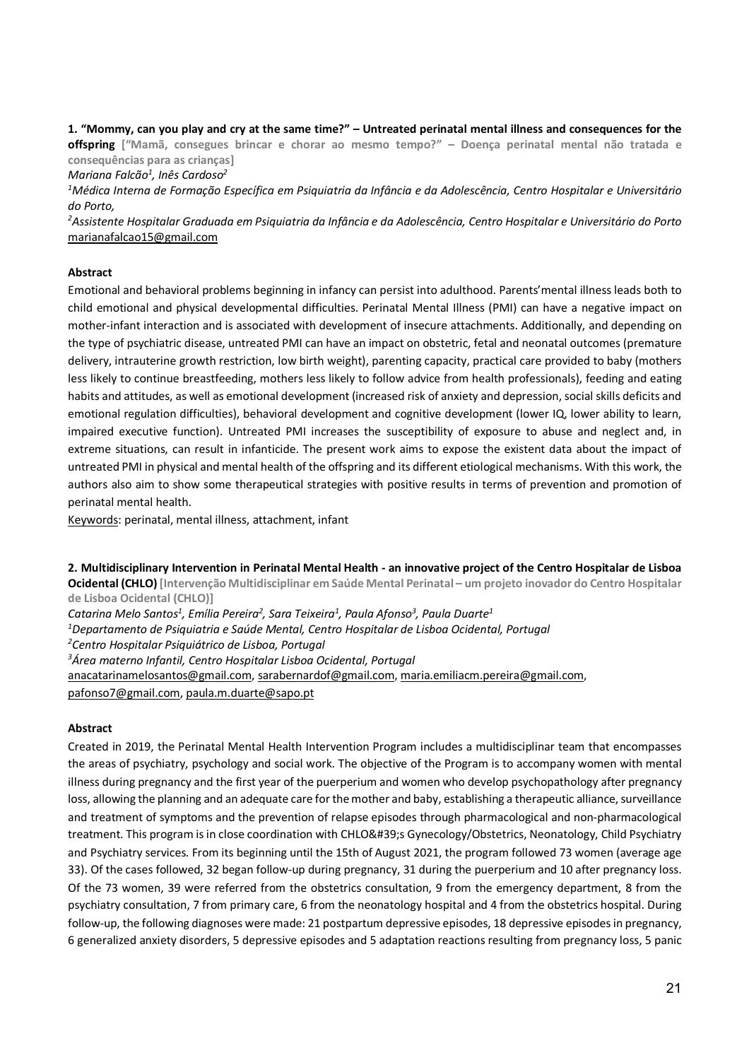**1. "Mommy, can you play and cry at the same time?" – Untreated perinatal mental illness and consequences for the offspring** **["Mamã, consegues brincar e chorar ao mesmo tempo?" – Doença perinatal mental não tratada e consequências para as crianças]**

*Mariana Falcão[1], Inês Cardoso[2]*

*[1]Médica Interna de Formação Específica em Psiquiatria da Infância e da Adolescência, Centro Hospitalar e Universitário do Porto,*

*[2]Assistente Hospitalar Graduada em Psiquiatria da Infância e da Adolescência, Centro Hospitalar e Universitário do Porto*

marianafalcao15@gmail.com

**Abstract**

Emotional and behavioral problems beginning in infancy can persist into adulthood. Parents'mental illness leads both to child emotional and physical developmental difficulties. Perinatal Mental Illness (PMI) can have a negative impact on mother-infant interaction and is associated with development of insecure attachments. Additionally, and depending on the type of psychiatric disease, untreated PMI can have an impact on obstetric, fetal and neonatal outcomes (premature delivery, intrauterine growth restriction, low birth weight), parenting capacity, practical care provided to baby (mothers less likely to continue breastfeeding, mothers less likely to follow advice from health professionals), feeding and eating habits and attitudes, as well as emotional development (increased risk of anxiety and depression, social skills deficits and emotional regulation difficulties), behavioral development and cognitive development (lower IQ, lower ability to learn, impaired executive function). Untreated PMI increases the susceptibility of exposure to abuse and neglect and, in extreme situations, can result in infanticide. The present work aims to expose the existent data about the impact of untreated PMI in physical and mental health of the offspring and its different etiological mechanisms. With this work, the authors also aim to show some therapeutical strategies with positive results in terms of prevention and promotion of perinatal mental health.

Keywords: perinatal, mental illness, attachment, infant

**2. Multidisciplinary Intervention in Perinatal Mental Health - an innovative project of the Centro Hospitalar de Lisboa Ocidental (CHLO)** **[Intervenção Multidisciplinar em Saúde Mental Perinatal – um projeto inovador do Centro Hospitalar de Lisboa Ocidental (CHLO)]**

*Catarina Melo Santos[1], Emília Pereira[2], Sara Teixeira[1], Paula Afonso[3], Paula Duarte[1]*

*[1]Departamento de Psiquiatria e Saúde Mental, Centro Hospitalar de Lisboa Ocidental, Portugal*

*[2]Centro Hospitalar Psiquiátrico de Lisboa, Portugal*

*[3]Área materno Infantil, Centro Hospitalar Lisboa Ocidental, Portugal*

anacatarinamelosantos@gmail.com, sarabernardof@gmail.com, maria.emiliacm.pereira@gmail.com, pafonso7@gmail.com, paula.m.duarte@sapo.pt

**Abstract**

Created in 2019, the Perinatal Mental Health Intervention Program includes a multidisciplinar team that encompasses the areas of psychiatry, psychology and social work. The objective of the Program is to accompany women with mental illness during pregnancy and the first year of the puerperium and women who develop psychopathology after pregnancy loss, allowing the planning and an adequate care for the mother and baby, establishing a therapeutic alliance, surveillance and treatment of symptoms and the prevention of relapse episodes through pharmacological and non-pharmacological treatment. This program is in close coordination with CHLO&#39;s Gynecology/Obstetrics, Neonatology, Child Psychiatry and Psychiatry services. From its beginning until the 15th of August 2021, the program followed 73 women (average age 33). Of the cases followed, 32 began follow-up during pregnancy, 31 during the puerperium and 10 after pregnancy loss. Of the 73 women, 39 were referred from the obstetrics consultation, 9 from the emergency department, 8 from the psychiatry consultation, 7 from primary care, 6 from the neonatology hospital and 4 from the obstetrics hospital. During follow-up, the following diagnoses were made: 21 postpartum depressive episodes, 18 depressive episodes in pregnancy, 6 generalized anxiety disorders, 5 depressive episodes and 5 adaptation reactions resulting from pregnancy loss, 5 panic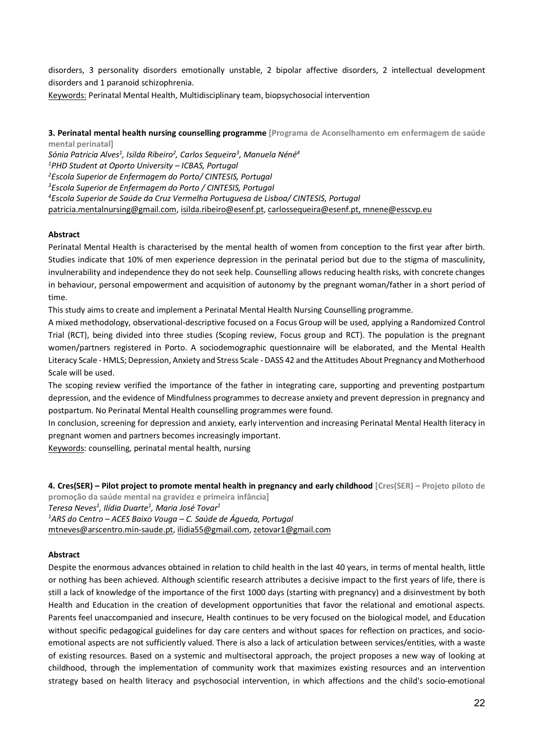disorders, 3 personality disorders emotionally unstable, 2 bipolar affective disorders, 2 intellectual development disorders and 1 paranoid schizophrenia.

Keywords: Perinatal Mental Health, Multidisciplinary team, biopsychosocial intervention

**3. Perinatal mental health nursing counselling programme** **[Programa de Aconselhamento em enfermagem de saúde mental perinatal]**

*Sónia Patricia Alves[1], Isilda Ribeiro[2], Carlos Sequeira[3], Manuela Néné[4]*

*[1]PHD Student at Oporto University – ICBAS, Portugal*

*[2]Escola Superior de Enfermagem do Porto/ CINTESIS, Portugal*

*[3]Escola Superior de Enfermagem do Porto / CINTESIS, Portugal*

*[4]Escola Superior de Saúde da Cruz Vermelha Portuguesa de Lisboa/ CINTESIS, Portugal*

patricia.mentalnursing@gmail.com, isilda.ribeiro@esenf.pt, carlossequeira@esenf.pt, mnene@esscvp.eu

**Abstract**

Perinatal Mental Health is characterised by the mental health of women from conception to the first year after birth. Studies indicate that 10% of men experience depression in the perinatal period but due to the stigma of masculinity, invulnerability and independence they do not seek help. Counselling allows reducing health risks, with concrete changes in behaviour, personal empowerment and acquisition of autonomy by the pregnant woman/father in a short period of time.

This study aims to create and implement a Perinatal Mental Health Nursing Counselling programme.

A mixed methodology, observational-descriptive focused on a Focus Group will be used, applying a Randomized Control Trial (RCT), being divided into three studies (Scoping review, Focus group and RCT). The population is the pregnant women/partners registered in Porto. A sociodemographic questionnaire will be elaborated, and the Mental Health Literacy Scale - HMLS; Depression, Anxiety and Stress Scale - DASS 42 and the Attitudes About Pregnancy and Motherhood Scale will be used.

The scoping review verified the importance of the father in integrating care, supporting and preventing postpartum depression, and the evidence of Mindfulness programmes to decrease anxiety and prevent depression in pregnancy and postpartum. No Perinatal Mental Health counselling programmes were found.

In conclusion, screening for depression and anxiety, early intervention and increasing Perinatal Mental Health literacy in pregnant women and partners becomes increasingly important.

Keywords: counselling, perinatal mental health, nursing

**4. Cres(SER) – Pilot project to promote mental health in pregnancy and early childhood** **[Cres(SER) – Projeto piloto de promoção da saúde mental na gravidez e primeira infância]**

*Teresa Neves[1], Ilídia Duarte[1], Maria José Tovar[1]*

*[1]ARS do Centro – ACES Baixo Vouga – C. Saúde de Águeda, Portugal*

mtneves@arscentro.min-saude.pt, ilidia55@gmail.com, zetovar1@gmail.com

**Abstract**

Despite the enormous advances obtained in relation to child health in the last 40 years, in terms of mental health, little or nothing has been achieved. Although scientific research attributes a decisive impact to the first years of life, there is still a lack of knowledge of the importance of the first 1000 days (starting with pregnancy) and a disinvestment by both Health and Education in the creation of development opportunities that favor the relational and emotional aspects. Parents feel unaccompanied and insecure, Health continues to be very focused on the biological model, and Education without specific pedagogical guidelines for day care centers and without spaces for reflection on practices, and socio-emotional aspects are not sufficiently valued. There is also a lack of articulation between services/entities, with a waste of existing resources. Based on a systemic and multisectoral approach, the project proposes a new way of looking at childhood, through the implementation of community work that maximizes existing resources and an intervention strategy based on health literacy and psychosocial intervention, in which affections and the child's socio-emotional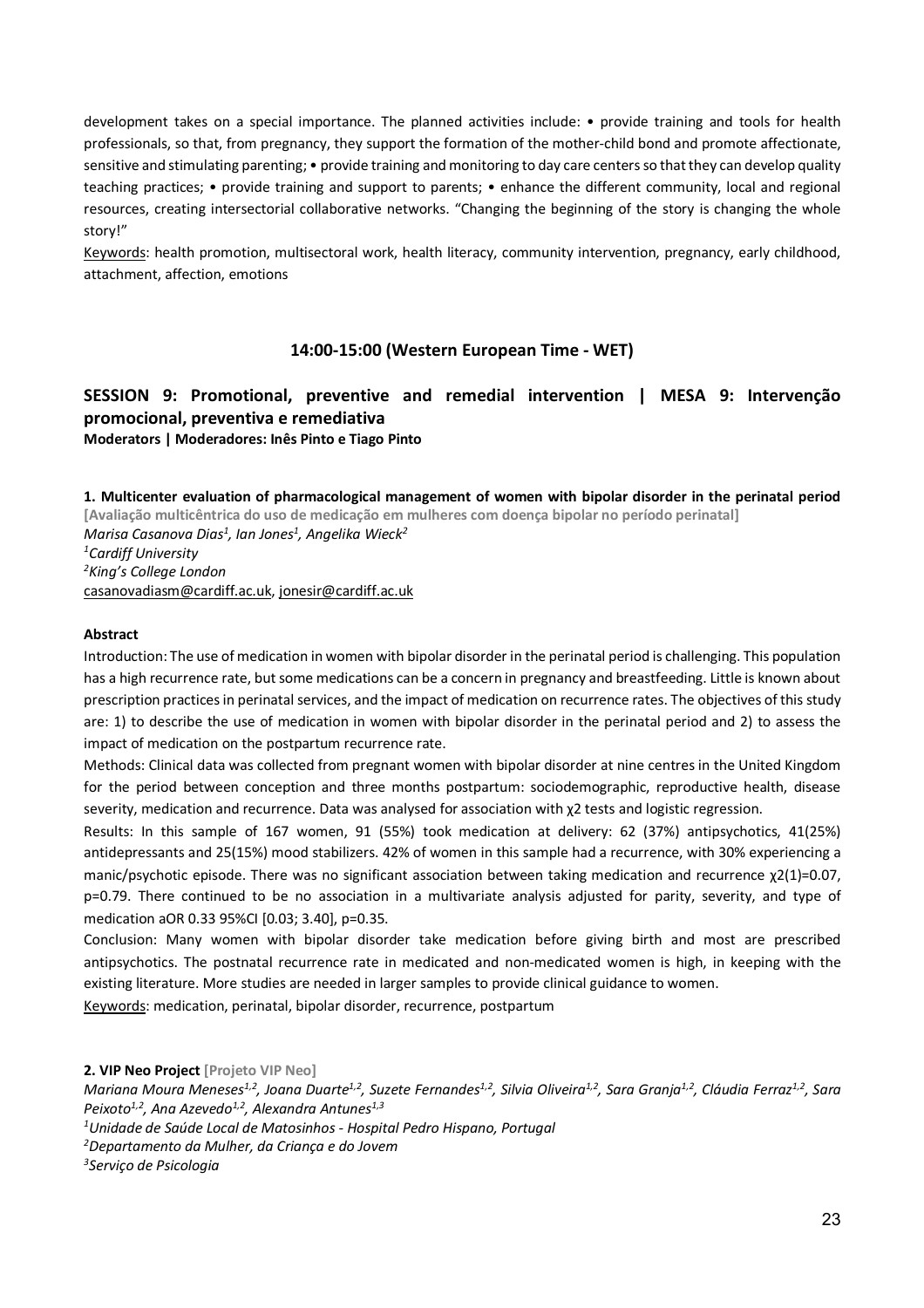development takes on a special importance. The planned activities include: • provide training and tools for health professionals, so that, from pregnancy, they support the formation of the mother-child bond and promote affectionate, sensitive and stimulating parenting; • provide training and monitoring to day care centers so that they can develop quality teaching practices; • provide training and support to parents; • enhance the different community, local and regional resources, creating intersectorial collaborative networks. "Changing the beginning of the story is changing the whole story!"

Keywords: health promotion, multisectoral work, health literacy, community intervention, pregnancy, early childhood, attachment, affection, emotions

### 14:00-15:00 (Western European Time - WET)

## SESSION 9: Promotional, preventive and remedial intervention | MESA 9: Intervenção promocional, preventiva e remediativa

**Moderators | Moderadores: Inês Pinto e Tiago Pinto**

**1. Multicenter evaluation of pharmacological management of women with bipolar disorder in the perinatal period**
**[Avaliação multicêntrica do uso de medicação em mulheres com doença bipolar no período perinatal]**
*Marisa Casanova Dias[1], Ian Jones[1], Angelika Wieck[2]*
*[1]Cardiff University*
*[2]King's College London*
casanovadiasm@cardiff.ac.uk, jonesir@cardiff.ac.uk

**Abstract**

Introduction: The use of medication in women with bipolar disorder in the perinatal period is challenging. This population has a high recurrence rate, but some medications can be a concern in pregnancy and breastfeeding. Little is known about prescription practices in perinatal services, and the impact of medication on recurrence rates. The objectives of this study are: 1) to describe the use of medication in women with bipolar disorder in the perinatal period and 2) to assess the impact of medication on the postpartum recurrence rate.

Methods: Clinical data was collected from pregnant women with bipolar disorder at nine centres in the United Kingdom for the period between conception and three months postpartum: sociodemographic, reproductive health, disease severity, medication and recurrence. Data was analysed for association with $\chi 2$ tests and logistic regression.

Results: In this sample of 167 women, 91 (55%) took medication at delivery: 62 (37%) antipsychotics, 41(25%) antidepressants and 25(15%) mood stabilizers. 42% of women in this sample had a recurrence, with 30% experiencing a manic/psychotic episode. There was no significant association between taking medication and recurrence $\chi 2(1)=0.07$, $p=0.79$. There continued to be no association in a multivariate analysis adjusted for parity, severity, and type of medication aOR 0.33 95%CI [0.03; 3.40], $p=0.35$.

Conclusion: Many women with bipolar disorder take medication before giving birth and most are prescribed antipsychotics. The postnatal recurrence rate in medicated and non-medicated women is high, in keeping with the existing literature. More studies are needed in larger samples to provide clinical guidance to women.

Keywords: medication, perinatal, bipolar disorder, recurrence, postpartum

**2. VIP Neo Project [Projeto VIP Neo]**
*Mariana Moura Meneses[1,2], Joana Duarte[1,2], Suzete Fernandes[1,2], Silvia Oliveira[1,2], Sara Granja[1,2], Cláudia Ferraz[1,2], Sara Peixoto[1,2], Ana Azevedo[1,2], Alexandra Antunes[1,3]*
*[1]Unidade de Saúde Local de Matosinhos - Hospital Pedro Hispano, Portugal*
*[2]Departamento da Mulher, da Criança e do Jovem*
*[3]Serviço de Psicologia*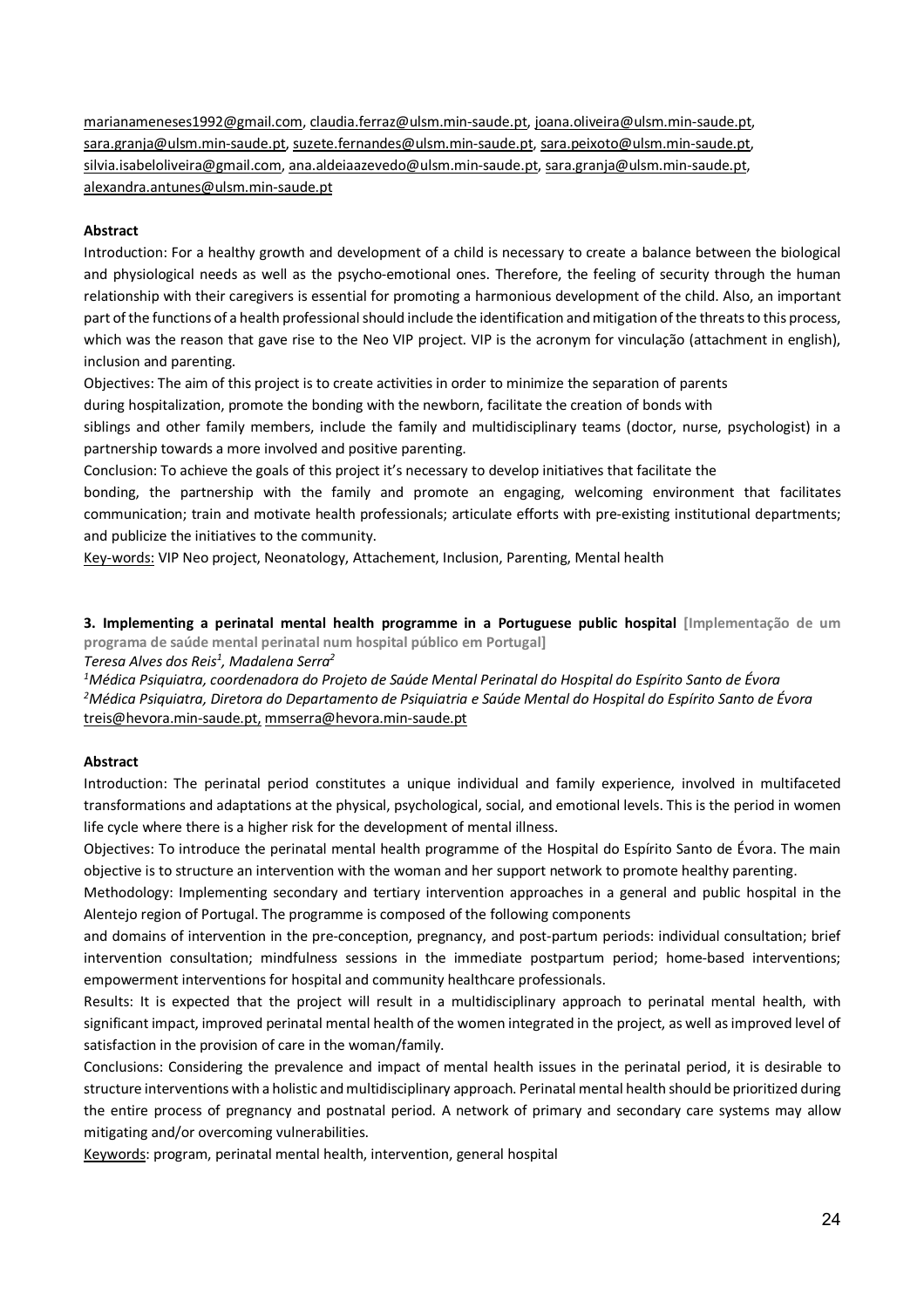marianameneses1992@gmail.com, claudia.ferraz@ulsm.min-saude.pt, joana.oliveira@ulsm.min-saude.pt, sara.granja@ulsm.min-saude.pt, suzete.fernandes@ulsm.min-saude.pt, sara.peixoto@ulsm.min-saude.pt, silvia.isabeloliveira@gmail.com, ana.aldeiaazevedo@ulsm.min-saude.pt, sara.granja@ulsm.min-saude.pt, alexandra.antunes@ulsm.min-saude.pt

**Abstract**

Introduction: For a healthy growth and development of a child is necessary to create a balance between the biological and physiological needs as well as the psycho-emotional ones. Therefore, the feeling of security through the human relationship with their caregivers is essential for promoting a harmonious development of the child. Also, an important part of the functions of a health professional should include the identification and mitigation of the threats to this process, which was the reason that gave rise to the Neo VIP project. VIP is the acronym for vinculação (attachment in english), inclusion and parenting.

Objectives: The aim of this project is to create activities in order to minimize the separation of parents during hospitalization, promote the bonding with the newborn, facilitate the creation of bonds with siblings and other family members, include the family and multidisciplinary teams (doctor, nurse, psychologist) in a partnership towards a more involved and positive parenting.

Conclusion: To achieve the goals of this project it's necessary to develop initiatives that facilitate the bonding, the partnership with the family and promote an engaging, welcoming environment that facilitates communication; train and motivate health professionals; articulate efforts with pre-existing institutional departments; and publicize the initiatives to the community.

Key-words: VIP Neo project, Neonatology, Attachement, Inclusion, Parenting, Mental health

**3. Implementing a perinatal mental health programme in a Portuguese public hospital** **[Implementação de um programa de saúde mental perinatal num hospital público em Portugal]**

*Teresa Alves dos Reis[1], Madalena Serra[2]*

*[1]Médica Psiquiatra, coordenadora do Projeto de Saúde Mental Perinatal do Hospital do Espírito Santo de Évora*
*[2]Médica Psiquiatra, Diretora do Departamento de Psiquiatria e Saúde Mental do Hospital do Espírito Santo de Évora*
treis@hevora.min-saude.pt, mmserra@hevora.min-saude.pt

**Abstract**

Introduction: The perinatal period constitutes a unique individual and family experience, involved in multifaceted transformations and adaptations at the physical, psychological, social, and emotional levels. This is the period in women life cycle where there is a higher risk for the development of mental illness.

Objectives: To introduce the perinatal mental health programme of the Hospital do Espírito Santo de Évora. The main objective is to structure an intervention with the woman and her support network to promote healthy parenting.

Methodology: Implementing secondary and tertiary intervention approaches in a general and public hospital in the Alentejo region of Portugal. The programme is composed of the following components and domains of intervention in the pre-conception, pregnancy, and post-partum periods: individual consultation; brief intervention consultation; mindfulness sessions in the immediate postpartum period; home-based interventions; empowerment interventions for hospital and community healthcare professionals.

Results: It is expected that the project will result in a multidisciplinary approach to perinatal mental health, with significant impact, improved perinatal mental health of the women integrated in the project, as well as improved level of satisfaction in the provision of care in the woman/family.

Conclusions: Considering the prevalence and impact of mental health issues in the perinatal period, it is desirable to structure interventions with a holistic and multidisciplinary approach. Perinatal mental health should be prioritized during the entire process of pregnancy and postnatal period. A network of primary and secondary care systems may allow mitigating and/or overcoming vulnerabilities.

Keywords: program, perinatal mental health, intervention, general hospital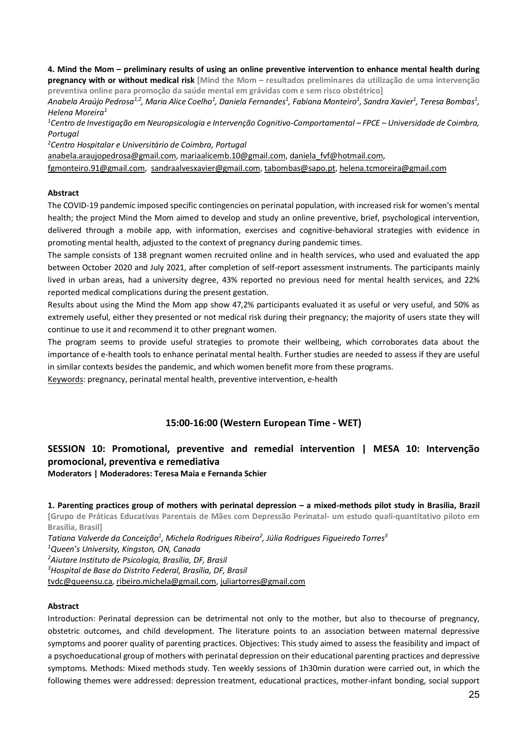**4. Mind the Mom – preliminary results of using an online preventive intervention to enhance mental health during pregnancy with or without medical risk** **[Mind the Mom – resultados preliminares da utilização de uma intervenção preventiva online para promoção da saúde mental em grávidas com e sem risco obstétrico]**

*Anabela Araújo Pedrosa[1,2], Maria Alice Coelho[1], Daniela Fernandes[1], Fabiana Monteiro[1], Sandra Xavier[1], Teresa Bombas[1], Helena Moreira[1]*

*[1]Centro de Investigação em Neuropsicologia e Intervenção Cognitivo-Comportamental – FPCE – Universidade de Coimbra, Portugal*

*[2]Centro Hospitalar e Universitário de Coimbra, Portugal*

anabela.araujopedrosa@gmail.com, mariaalicemb.10@gmail.com, daniela_fvf@hotmail.com, fgmonteiro.91@gmail.com, sandraalvesxavier@gmail.com, tabombas@sapo.pt, helena.tcmoreira@gmail.com

**Abstract**

The COVID-19 pandemic imposed specific contingencies on perinatal population, with increased risk for women's mental health; the project Mind the Mom aimed to develop and study an online preventive, brief, psychological intervention, delivered through a mobile app, with information, exercises and cognitive-behavioral strategies with evidence in promoting mental health, adjusted to the context of pregnancy during pandemic times.

The sample consists of 138 pregnant women recruited online and in health services, who used and evaluated the app between October 2020 and July 2021, after completion of self-report assessment instruments. The participants mainly lived in urban areas, had a university degree, 43% reported no previous need for mental health services, and 22% reported medical complications during the present gestation.

Results about using the Mind the Mom app show 47,2% participants evaluated it as useful or very useful, and 50% as extremely useful, either they presented or not medical risk during their pregnancy; the majority of users state they will continue to use it and recommend it to other pregnant women.

The program seems to provide useful strategies to promote their wellbeing, which corroborates data about the importance of e-health tools to enhance perinatal mental health. Further studies are needed to assess if they are useful in similar contexts besides the pandemic, and which women benefit more from these programs.

Keywords: pregnancy, perinatal mental health, preventive intervention, e-health

### 15:00-16:00 (Western European Time - WET)

## SESSION 10: Promotional, preventive and remedial intervention | MESA 10: Intervenção promocional, preventiva e remediativa

**Moderators | Moderadores: Teresa Maia e Fernanda Schier**

**1. Parenting practices group of mothers with perinatal depression – a mixed-methods pilot study in Brasilia, Brazil** **[Grupo de Práticas Educativas Parentais de Mães com Depressão Perinatal- um estudo quali-quantitativo piloto em Brasília, Brasil]**

*Tatiana Valverde da Conceição[1], Michela Rodrigues Ribeiro[2], Júlia Rodrigues Figueiredo Torres[3]*

*[1]Queen's University, Kingston, ON, Canada*

*[2]Aiutare Instituto de Psicologia, Brasília, DF, Brasil*

*[3]Hospital de Base do Distrito Federal, Brasília, DF, Brasil*

tvdc@queensu.ca, ribeiro.michela@gmail.com, juliartorres@gmail.com

**Abstract**

Introduction: Perinatal depression can be detrimental not only to the mother, but also to thecourse of pregnancy, obstetric outcomes, and child development. The literature points to an association between maternal depressive symptoms and poorer quality of parenting practices. Objectives: This study aimed to assess the feasibility and impact of a psychoeducational group of mothers with perinatal depression on their educational parenting practices and depressive symptoms. Methods: Mixed methods study. Ten weekly sessions of 1h30min duration were carried out, in which the following themes were addressed: depression treatment, educational practices, mother-infant bonding, social support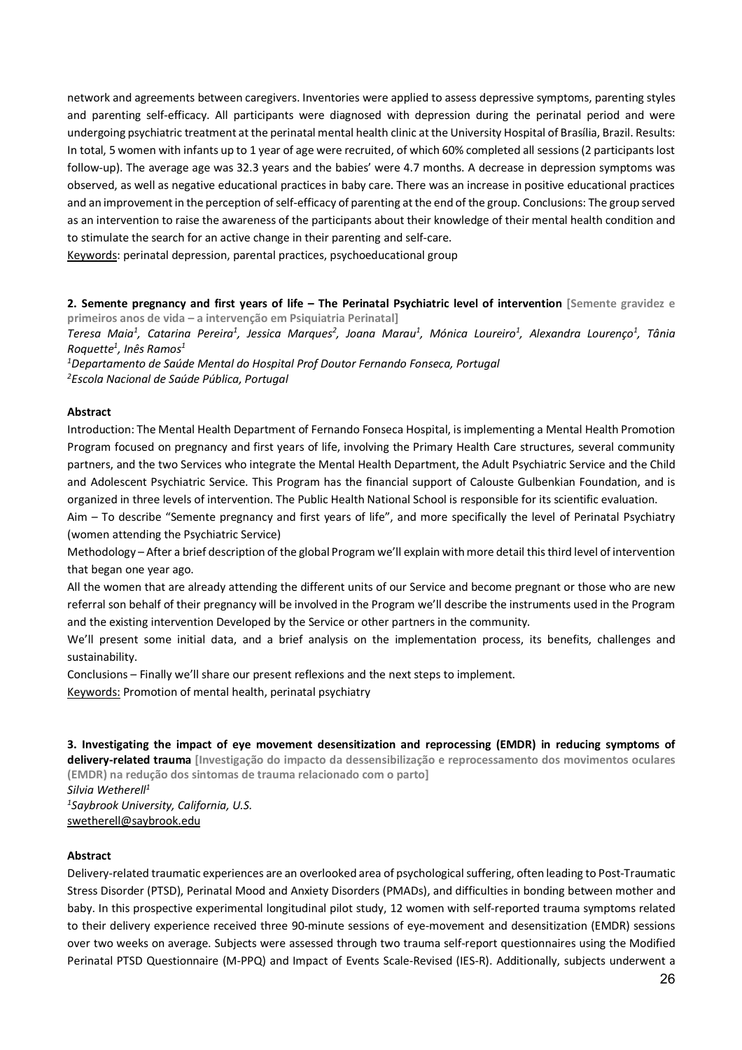network and agreements between caregivers. Inventories were applied to assess depressive symptoms, parenting styles and parenting self-efficacy. All participants were diagnosed with depression during the perinatal period and were undergoing psychiatric treatment at the perinatal mental health clinic at the University Hospital of Brasília, Brazil. Results: In total, 5 women with infants up to 1 year of age were recruited, of which 60% completed all sessions (2 participants lost follow-up). The average age was 32.3 years and the babies' were 4.7 months. A decrease in depression symptoms was observed, as well as negative educational practices in baby care. There was an increase in positive educational practices and an improvement in the perception of self-efficacy of parenting at the end of the group. Conclusions: The group served as an intervention to raise the awareness of the participants about their knowledge of their mental health condition and to stimulate the search for an active change in their parenting and self-care.

Keywords: perinatal depression, parental practices, psychoeducational group

**2. Semente pregnancy and first years of life – The Perinatal Psychiatric level of intervention** **[Semente gravidez e primeiros anos de vida – a intervenção em Psiquiatria Perinatal]**

*Teresa Maia[1], Catarina Pereira[1], Jessica Marques[2], Joana Marau[1], Mónica Loureiro[1], Alexandra Lourenço[1], Tânia Roquette[1], Inês Ramos[1]*

*[1]Departamento de Saúde Mental do Hospital Prof Doutor Fernando Fonseca, Portugal*

*[2]Escola Nacional de Saúde Pública, Portugal*

**Abstract**

Introduction: The Mental Health Department of Fernando Fonseca Hospital, is implementing a Mental Health Promotion Program focused on pregnancy and first years of life, involving the Primary Health Care structures, several community partners, and the two Services who integrate the Mental Health Department, the Adult Psychiatric Service and the Child and Adolescent Psychiatric Service. This Program has the financial support of Calouste Gulbenkian Foundation, and is organized in three levels of intervention. The Public Health National School is responsible for its scientific evaluation.

Aim – To describe "Semente pregnancy and first years of life", and more specifically the level of Perinatal Psychiatry (women attending the Psychiatric Service)

Methodology – After a brief description of the global Program we'll explain with more detail this third level of intervention that began one year ago.

All the women that are already attending the different units of our Service and become pregnant or those who are new referral son behalf of their pregnancy will be involved in the Program we'll describe the instruments used in the Program and the existing intervention Developed by the Service or other partners in the community.

We'll present some initial data, and a brief analysis on the implementation process, its benefits, challenges and sustainability.

Conclusions – Finally we'll share our present reflexions and the next steps to implement.

Keywords: Promotion of mental health, perinatal psychiatry

**3. Investigating the impact of eye movement desensitization and reprocessing (EMDR) in reducing symptoms of delivery-related trauma** **[Investigação do impacto da dessensibilização e reprocessamento dos movimentos oculares (EMDR) na redução dos sintomas de trauma relacionado com o parto]**

*Silvia Wetherell[1]*

*[1]Saybrook University, California, U.S.*

swetherell@saybrook.edu

**Abstract**

Delivery-related traumatic experiences are an overlooked area of psychological suffering, often leading to Post-Traumatic Stress Disorder (PTSD), Perinatal Mood and Anxiety Disorders (PMADs), and difficulties in bonding between mother and baby. In this prospective experimental longitudinal pilot study, 12 women with self-reported trauma symptoms related to their delivery experience received three 90-minute sessions of eye-movement and desensitization (EMDR) sessions over two weeks on average. Subjects were assessed through two trauma self-report questionnaires using the Modified Perinatal PTSD Questionnaire (M-PPQ) and Impact of Events Scale-Revised (IES-R). Additionally, subjects underwent a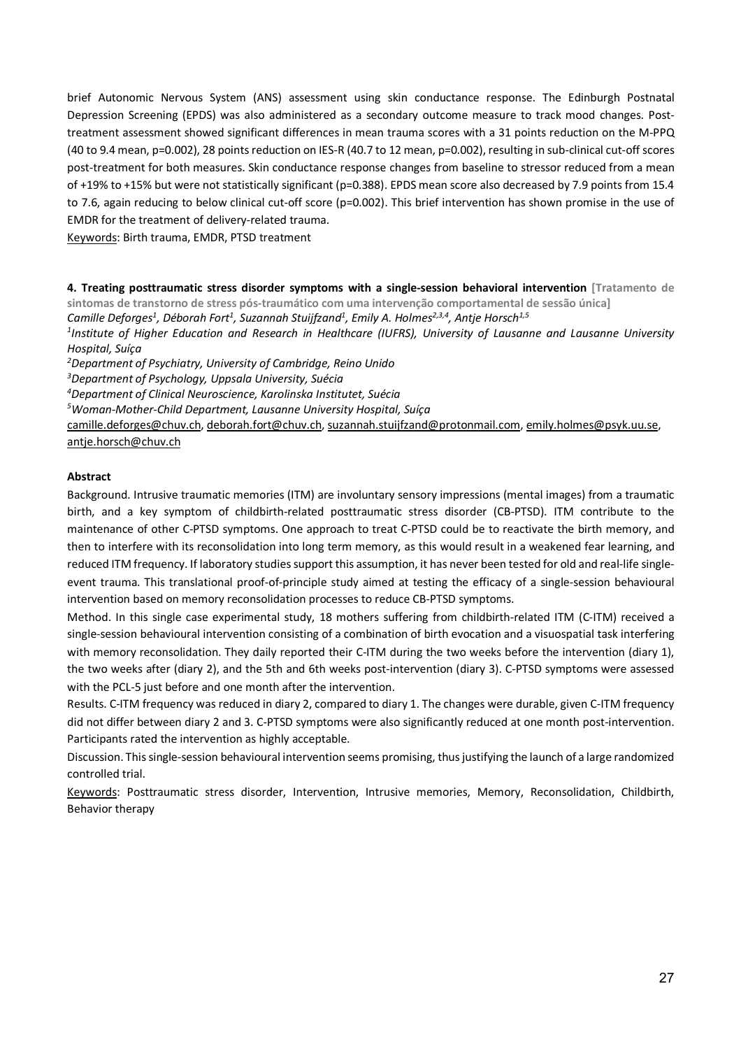brief Autonomic Nervous System (ANS) assessment using skin conductance response. The Edinburgh Postnatal Depression Screening (EPDS) was also administered as a secondary outcome measure to track mood changes. Post-treatment assessment showed significant differences in mean trauma scores with a 31 points reduction on the M-PPQ (40 to 9.4 mean, p=0.002), 28 points reduction on IES-R (40.7 to 12 mean, p=0.002), resulting in sub-clinical cut-off scores post-treatment for both measures. Skin conductance response changes from baseline to stressor reduced from a mean of +19% to +15% but were not statistically significant (p=0.388). EPDS mean score also decreased by 7.9 points from 15.4 to 7.6, again reducing to below clinical cut-off score (p=0.002). This brief intervention has shown promise in the use of EMDR for the treatment of delivery-related trauma.

Keywords: Birth trauma, EMDR, PTSD treatment

**4. Treating posttraumatic stress disorder symptoms with a single-session behavioral intervention** [Tratamento de sintomas de transtorno de stress pós-traumático com uma intervenção comportamental de sessão única]

*Camille Deforges[1], Déborah Fort[1], Suzannah Stuijfzand[1], Emily A. Holmes[2,3,4], Antje Horsch[1,5]*

*[1]Institute of Higher Education and Research in Healthcare (IUFRS), University of Lausanne and Lausanne University Hospital, Suíça*

*[2]Department of Psychiatry, University of Cambridge, Reino Unido*

*[3]Department of Psychology, Uppsala University, Suécia*

*[4]Department of Clinical Neuroscience, Karolinska Institutet, Suécia*

*[5]Woman-Mother-Child Department, Lausanne University Hospital, Suíça*

camille.deforges@chuv.ch, deborah.fort@chuv.ch, suzannah.stuijfzand@protonmail.com, emily.holmes@psyk.uu.se, antje.horsch@chuv.ch

**Abstract**

Background. Intrusive traumatic memories (ITM) are involuntary sensory impressions (mental images) from a traumatic birth, and a key symptom of childbirth-related posttraumatic stress disorder (CB-PTSD). ITM contribute to the maintenance of other C-PTSD symptoms. One approach to treat C-PTSD could be to reactivate the birth memory, and then to interfere with its reconsolidation into long term memory, as this would result in a weakened fear learning, and reduced ITM frequency. If laboratory studies support this assumption, it has never been tested for old and real-life single-event trauma. This translational proof-of-principle study aimed at testing the efficacy of a single-session behavioural intervention based on memory reconsolidation processes to reduce CB-PTSD symptoms.

Method. In this single case experimental study, 18 mothers suffering from childbirth-related ITM (C-ITM) received a single-session behavioural intervention consisting of a combination of birth evocation and a visuospatial task interfering with memory reconsolidation. They daily reported their C-ITM during the two weeks before the intervention (diary 1), the two weeks after (diary 2), and the 5th and 6th weeks post-intervention (diary 3). C-PTSD symptoms were assessed with the PCL-5 just before and one month after the intervention.

Results. C-ITM frequency was reduced in diary 2, compared to diary 1. The changes were durable, given C-ITM frequency did not differ between diary 2 and 3. C-PTSD symptoms were also significantly reduced at one month post-intervention. Participants rated the intervention as highly acceptable.

Discussion. This single-session behavioural intervention seems promising, thus justifying the launch of a large randomized controlled trial.

Keywords: Posttraumatic stress disorder, Intervention, Intrusive memories, Memory, Reconsolidation, Childbirth, Behavior therapy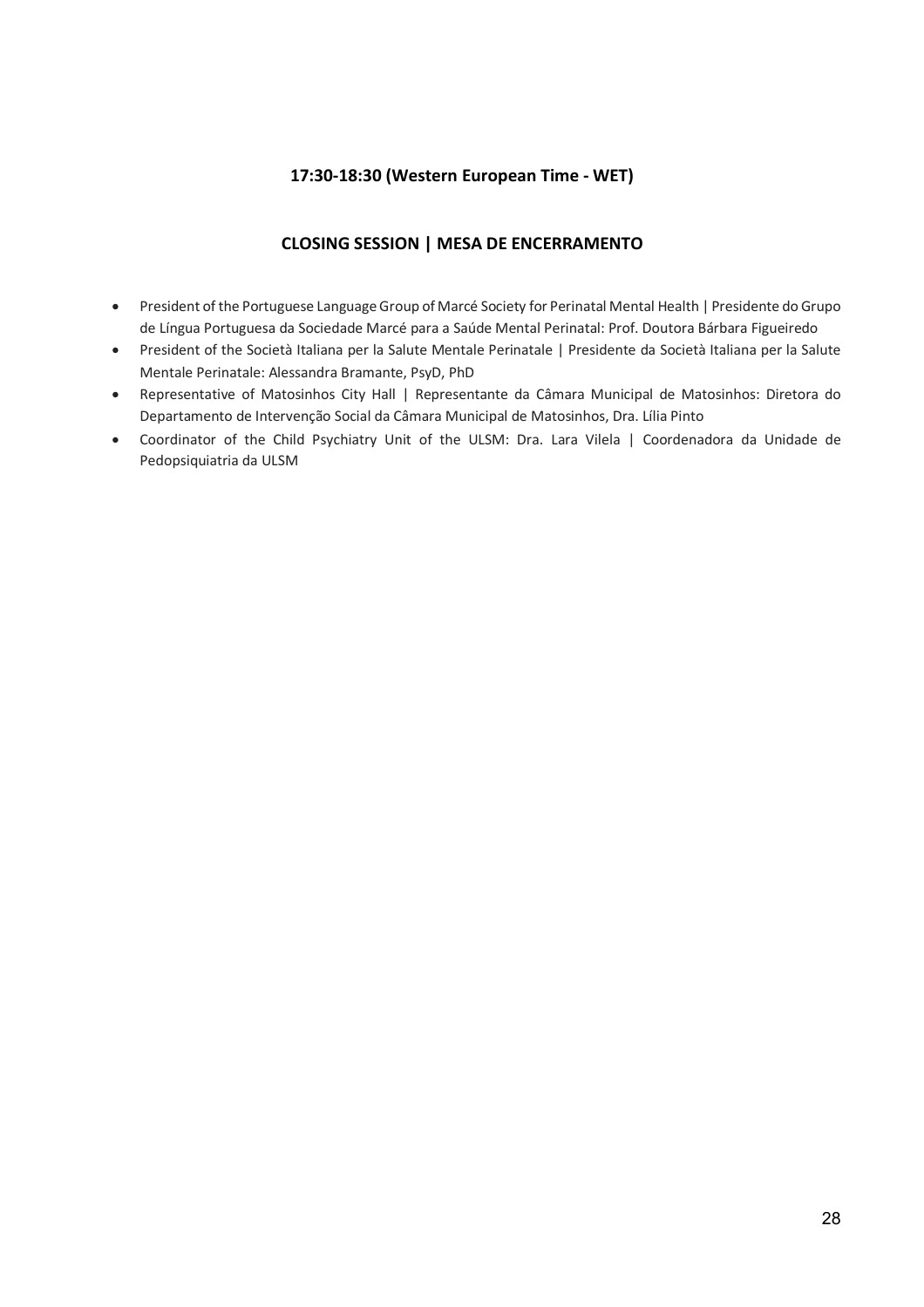**17:30-18:30 (Western European Time - WET)**

**CLOSING SESSION | MESA DE ENCERRAMENTO**

- President of the Portuguese Language Group of Marcé Society for Perinatal Mental Health | Presidente do Grupo de Língua Portuguesa da Sociedade Marcé para a Saúde Mental Perinatal: Prof. Doutora Bárbara Figueiredo
- President of the Società Italiana per la Salute Mentale Perinatale | Presidente da Società Italiana per la Salute Mentale Perinatale: Alessandra Bramante, PsyD, PhD
- Representative of Matosinhos City Hall | Representante da Câmara Municipal de Matosinhos: Diretora do Departamento de Intervenção Social da Câmara Municipal de Matosinhos, Dra. Lília Pinto
- Coordinator of the Child Psychiatry Unit of the ULSM: Dra. Lara Vilela | Coordenadora da Unidade de Pedopsiquiatria da ULSM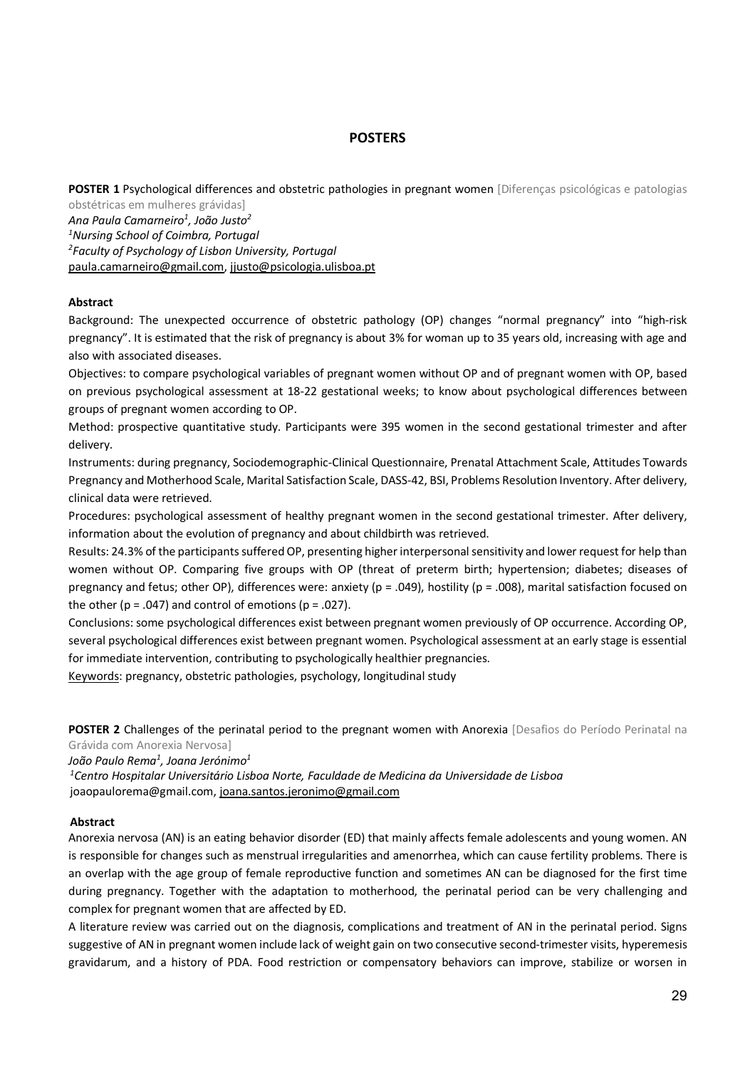## POSTERS

**POSTER 1** Psychological differences and obstetric pathologies in pregnant women [Diferenças psicológicas e patologias obstétricas em mulheres grávidas]

*Ana Paula Camarneiro[1], João Justo[2]*

*[1]Nursing School of Coimbra, Portugal*

*[2]Faculty of Psychology of Lisbon University, Portugal*

paula.camarneiro@gmail.com, jjusto@psicologia.ulisboa.pt

**Abstract**

Background: The unexpected occurrence of obstetric pathology (OP) changes "normal pregnancy" into "high-risk pregnancy". It is estimated that the risk of pregnancy is about 3% for woman up to 35 years old, increasing with age and also with associated diseases.

Objectives: to compare psychological variables of pregnant women without OP and of pregnant women with OP, based on previous psychological assessment at 18-22 gestational weeks; to know about psychological differences between groups of pregnant women according to OP.

Method: prospective quantitative study. Participants were 395 women in the second gestational trimester and after delivery.

Instruments: during pregnancy, Sociodemographic-Clinical Questionnaire, Prenatal Attachment Scale, Attitudes Towards Pregnancy and Motherhood Scale, Marital Satisfaction Scale, DASS-42, BSI, Problems Resolution Inventory. After delivery, clinical data were retrieved.

Procedures: psychological assessment of healthy pregnant women in the second gestational trimester. After delivery, information about the evolution of pregnancy and about childbirth was retrieved.

Results: 24.3% of the participants suffered OP, presenting higher interpersonal sensitivity and lower request for help than women without OP. Comparing five groups with OP (threat of preterm birth; hypertension; diabetes; diseases of pregnancy and fetus; other OP), differences were: anxiety ($p = .049$), hostility ($p = .008$), marital satisfaction focused on the other ($p = .047$) and control of emotions ($p = .027$).

Conclusions: some psychological differences exist between pregnant women previously of OP occurrence. According OP, several psychological differences exist between pregnant women. Psychological assessment at an early stage is essential for immediate intervention, contributing to psychologically healthier pregnancies.

Keywords: pregnancy, obstetric pathologies, psychology, longitudinal study

**POSTER 2** Challenges of the perinatal period to the pregnant women with Anorexia [Desafios do Período Perinatal na Grávida com Anorexia Nervosa]

*João Paulo Rema[1], Joana Jerónimo[1]*

*[1]Centro Hospitalar Universitário Lisboa Norte, Faculdade de Medicina da Universidade de Lisboa*

joaopaulorema@gmail.com, joana.santos.jeronimo@gmail.com

**Abstract**

Anorexia nervosa (AN) is an eating behavior disorder (ED) that mainly affects female adolescents and young women. AN is responsible for changes such as menstrual irregularities and amenorrhea, which can cause fertility problems. There is an overlap with the age group of female reproductive function and sometimes AN can be diagnosed for the first time during pregnancy. Together with the adaptation to motherhood, the perinatal period can be very challenging and complex for pregnant women that are affected by ED.

A literature review was carried out on the diagnosis, complications and treatment of AN in the perinatal period. Signs suggestive of AN in pregnant women include lack of weight gain on two consecutive second-trimester visits, hyperemesis gravidarum, and a history of PDA. Food restriction or compensatory behaviors can improve, stabilize or worsen in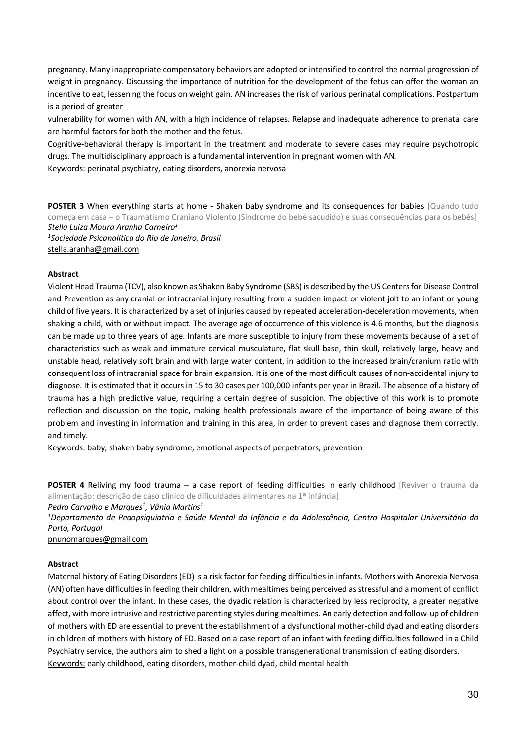pregnancy. Many inappropriate compensatory behaviors are adopted or intensified to control the normal progression of weight in pregnancy. Discussing the importance of nutrition for the development of the fetus can offer the woman an incentive to eat, lessening the focus on weight gain. AN increases the risk of various perinatal complications. Postpartum is a period of greater

vulnerability for women with AN, with a high incidence of relapses. Relapse and inadequate adherence to prenatal care are harmful factors for both the mother and the fetus.

Cognitive-behavioral therapy is important in the treatment and moderate to severe cases may require psychotropic drugs. The multidisciplinary approach is a fundamental intervention in pregnant women with AN.

Keywords: perinatal psychiatry, eating disorders, anorexia nervosa

**POSTER 3** When everything starts at home - Shaken baby syndrome and its consequences for babies [Quando tudo começa em casa – o Traumatismo Craniano Violento (Síndrome do bebé sacudido) e suas consequências para os bebés]

*Stella Luiza Moura Aranha Carneiro[1]*

*[1]Sociedade Psicanalítica do Rio de Janeiro, Brasil*

stella.aranha@gmail.com

**Abstract**

Violent Head Trauma (TCV), also known as Shaken Baby Syndrome (SBS) is described by the US Centers for Disease Control and Prevention as any cranial or intracranial injury resulting from a sudden impact or violent jolt to an infant or young child of five years. It is characterized by a set of injuries caused by repeated acceleration-deceleration movements, when shaking a child, with or without impact. The average age of occurrence of this violence is 4.6 months, but the diagnosis can be made up to three years of age. Infants are more susceptible to injury from these movements because of a set of characteristics such as weak and immature cervical musculature, flat skull base, thin skull, relatively large, heavy and unstable head, relatively soft brain and with large water content, in addition to the increased brain/cranium ratio with consequent loss of intracranial space for brain expansion. It is one of the most difficult causes of non-accidental injury to diagnose. It is estimated that it occurs in 15 to 30 cases per 100,000 infants per year in Brazil. The absence of a history of trauma has a high predictive value, requiring a certain degree of suspicion. The objective of this work is to promote reflection and discussion on the topic, making health professionals aware of the importance of being aware of this problem and investing in information and training in this area, in order to prevent cases and diagnose them correctly. and timely.

Keywords: baby, shaken baby syndrome, emotional aspects of perpetrators, prevention

**POSTER 4** Reliving my food trauma – a case report of feeding difficulties in early childhood [Reviver o trauma da alimentação: descrição de caso clínico de dificuldades alimentares na 1ª infância]

*Pedro Carvalho e Marques[1], Vânia Martins[1]*

*[1]Departamento de Pedopsiquiatria e Saúde Mental da Infância e da Adolescência, Centro Hospitalar Universitário do Porto, Portugal*

pnunomarques@gmail.com

**Abstract**

Maternal history of Eating Disorders (ED) is a risk factor for feeding difficulties in infants. Mothers with Anorexia Nervosa (AN) often have difficulties in feeding their children, with mealtimes being perceived as stressful and a moment of conflict about control over the infant. In these cases, the dyadic relation is characterized by less reciprocity, a greater negative affect, with more intrusive and restrictive parenting styles during mealtimes. An early detection and follow-up of children of mothers with ED are essential to prevent the establishment of a dysfunctional mother-child dyad and eating disorders in children of mothers with history of ED. Based on a case report of an infant with feeding difficulties followed in a Child Psychiatry service, the authors aim to shed a light on a possible transgenerational transmission of eating disorders.

Keywords: early childhood, eating disorders, mother-child dyad, child mental health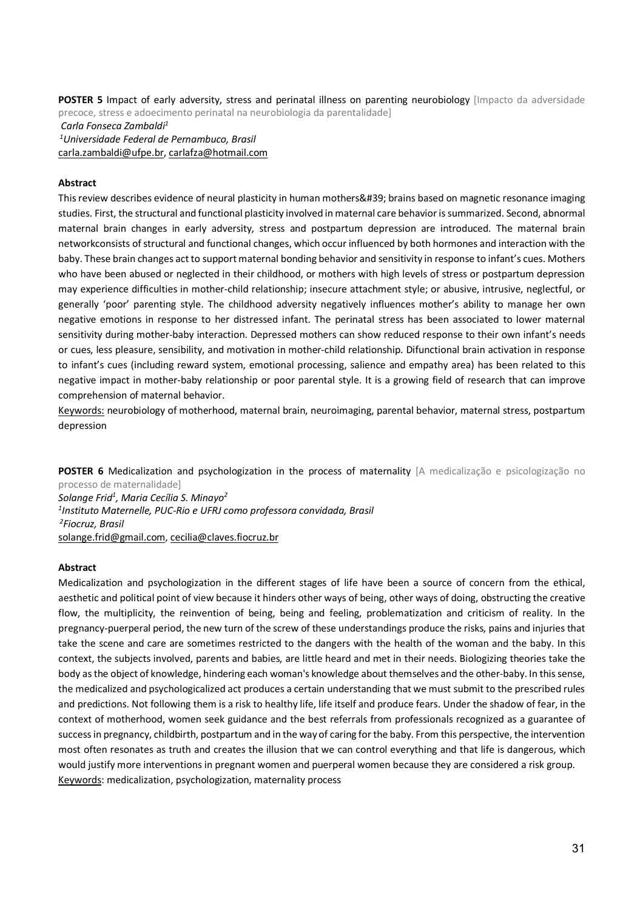**POSTER 5** Impact of early adversity, stress and perinatal illness on parenting neurobiology [Impacto da adversidade precoce, stress e adoecimento perinatal na neurobiologia da parentalidade]

*Carla Fonseca Zambaldi[1]*

*[1]Universidade Federal de Pernambuco, Brasil*

carla.zambaldi@ufpe.br, carlafza@hotmail.com

**Abstract**

This review describes evidence of neural plasticity in human mothers&#39; brains based on magnetic resonance imaging studies. First, the structural and functional plasticity involved in maternal care behavior is summarized. Second, abnormal maternal brain changes in early adversity, stress and postpartum depression are introduced. The maternal brain networkconsists of structural and functional changes, which occur influenced by both hormones and interaction with the baby. These brain changes act to support maternal bonding behavior and sensitivity in response to infant's cues. Mothers who have been abused or neglected in their childhood, or mothers with high levels of stress or postpartum depression may experience difficulties in mother-child relationship; insecure attachment style; or abusive, intrusive, neglectful, or generally 'poor' parenting style. The childhood adversity negatively influences mother's ability to manage her own negative emotions in response to her distressed infant. The perinatal stress has been associated to lower maternal sensitivity during mother-baby interaction. Depressed mothers can show reduced response to their own infant's needs or cues, less pleasure, sensibility, and motivation in mother-child relationship. Difunctional brain activation in response to infant's cues (including reward system, emotional processing, salience and empathy area) has been related to this negative impact in mother-baby relationship or poor parental style. It is a growing field of research that can improve comprehension of maternal behavior.

Keywords: neurobiology of motherhood, maternal brain, neuroimaging, parental behavior, maternal stress, postpartum depression

**POSTER 6** Medicalization and psychologization in the process of maternality [A medicalização e psicologização no processo de maternalidade]

*Solange Frid[1], Maria Cecília S. Minayo[2]*

*[1]Instituto Maternelle, PUC-Rio e UFRJ como professora convidada, Brasil*

*[2]Fiocruz, Brasil*

solange.frid@gmail.com, cecilia@claves.fiocruz.br

**Abstract**

Medicalization and psychologization in the different stages of life have been a source of concern from the ethical, aesthetic and political point of view because it hinders other ways of being, other ways of doing, obstructing the creative flow, the multiplicity, the reinvention of being, being and feeling, problematization and criticism of reality. In the pregnancy-puerperal period, the new turn of the screw of these understandings produce the risks, pains and injuries that take the scene and care are sometimes restricted to the dangers with the health of the woman and the baby. In this context, the subjects involved, parents and babies, are little heard and met in their needs. Biologizing theories take the body as the object of knowledge, hindering each woman's knowledge about themselves and the other-baby. In this sense, the medicalized and psychologicalized act produces a certain understanding that we must submit to the prescribed rules and predictions. Not following them is a risk to healthy life, life itself and produce fears. Under the shadow of fear, in the context of motherhood, women seek guidance and the best referrals from professionals recognized as a guarantee of success in pregnancy, childbirth, postpartum and in the way of caring for the baby. From this perspective, the intervention most often resonates as truth and creates the illusion that we can control everything and that life is dangerous, which would justify more interventions in pregnant women and puerperal women because they are considered a risk group.

Keywords: medicalization, psychologization, maternality process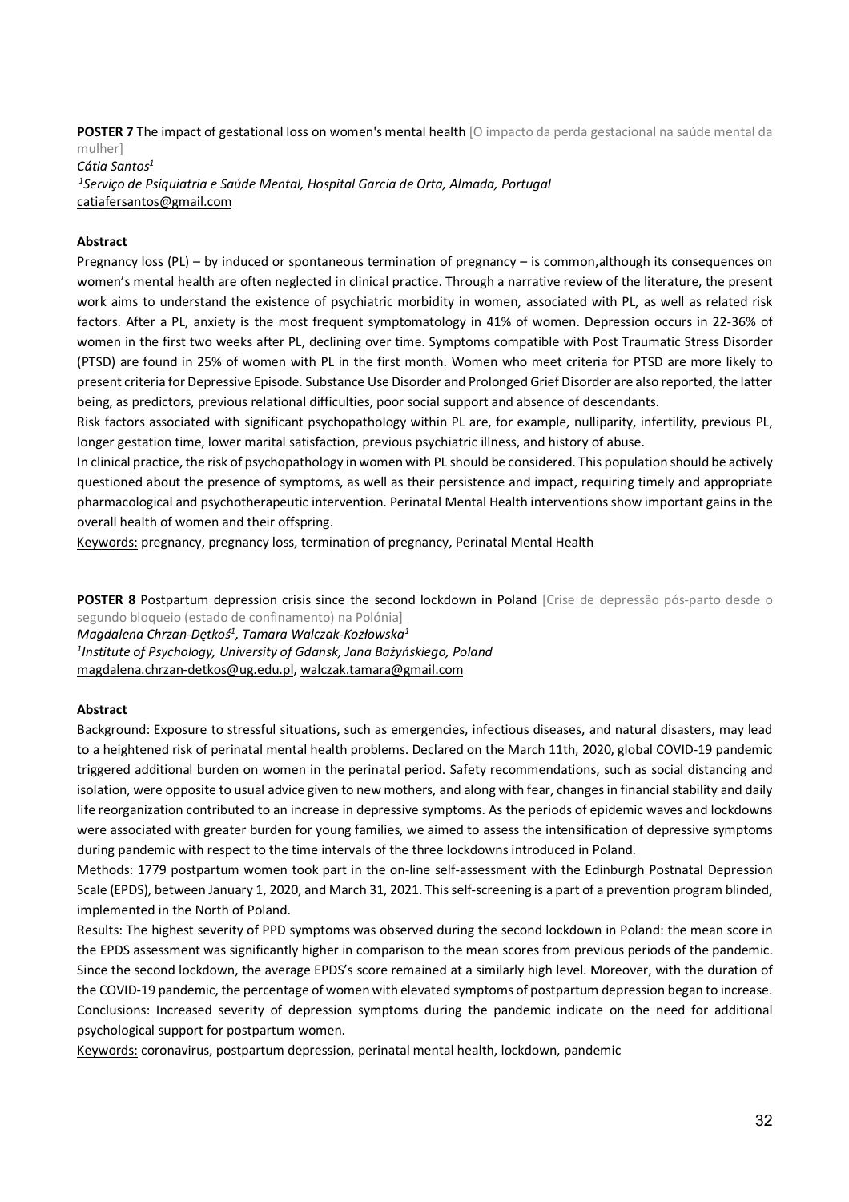**POSTER 7** The impact of gestational loss on women's mental health [O impacto da perda gestacional na saúde mental da mulher]

*Cátia Santos*[1]

[1]*Serviço de Psiquiatria e Saúde Mental, Hospital Garcia de Orta, Almada, Portugal*

catiafersantos@gmail.com

**Abstract**

Pregnancy loss (PL) – by induced or spontaneous termination of pregnancy – is common,although its consequences on women's mental health are often neglected in clinical practice. Through a narrative review of the literature, the present work aims to understand the existence of psychiatric morbidity in women, associated with PL, as well as related risk factors. After a PL, anxiety is the most frequent symptomatology in 41% of women. Depression occurs in 22-36% of women in the first two weeks after PL, declining over time. Symptoms compatible with Post Traumatic Stress Disorder (PTSD) are found in 25% of women with PL in the first month. Women who meet criteria for PTSD are more likely to present criteria for Depressive Episode. Substance Use Disorder and Prolonged Grief Disorder are also reported, the latter being, as predictors, previous relational difficulties, poor social support and absence of descendants.

Risk factors associated with significant psychopathology within PL are, for example, nulliparity, infertility, previous PL, longer gestation time, lower marital satisfaction, previous psychiatric illness, and history of abuse.

In clinical practice, the risk of psychopathology in women with PL should be considered. This population should be actively questioned about the presence of symptoms, as well as their persistence and impact, requiring timely and appropriate pharmacological and psychotherapeutic intervention. Perinatal Mental Health interventions show important gains in the overall health of women and their offspring.

Keywords: pregnancy, pregnancy loss, termination of pregnancy, Perinatal Mental Health

**POSTER 8** Postpartum depression crisis since the second lockdown in Poland [Crise de depressão pós-parto desde o segundo bloqueio (estado de confinamento) na Polónia]

*Magdalena Chrzan-Dętkoś*[1], *Tamara Walczak-Kozłowska*[1]

[1]*Institute of Psychology, University of Gdansk, Jana Bażyńskiego, Poland*

magdalena.chrzan-detkos@ug.edu.pl, walczak.tamara@gmail.com

**Abstract**

Background: Exposure to stressful situations, such as emergencies, infectious diseases, and natural disasters, may lead to a heightened risk of perinatal mental health problems. Declared on the March 11th, 2020, global COVID-19 pandemic triggered additional burden on women in the perinatal period. Safety recommendations, such as social distancing and isolation, were opposite to usual advice given to new mothers, and along with fear, changes in financial stability and daily life reorganization contributed to an increase in depressive symptoms. As the periods of epidemic waves and lockdowns were associated with greater burden for young families, we aimed to assess the intensification of depressive symptoms during pandemic with respect to the time intervals of the three lockdowns introduced in Poland.

Methods: 1779 postpartum women took part in the on-line self-assessment with the Edinburgh Postnatal Depression Scale (EPDS), between January 1, 2020, and March 31, 2021. This self-screening is a part of a prevention program blinded, implemented in the North of Poland.

Results: The highest severity of PPD symptoms was observed during the second lockdown in Poland: the mean score in the EPDS assessment was significantly higher in comparison to the mean scores from previous periods of the pandemic. Since the second lockdown, the average EPDS's score remained at a similarly high level. Moreover, with the duration of the COVID-19 pandemic, the percentage of women with elevated symptoms of postpartum depression began to increase.

Conclusions: Increased severity of depression symptoms during the pandemic indicate on the need for additional psychological support for postpartum women.

Keywords: coronavirus, postpartum depression, perinatal mental health, lockdown, pandemic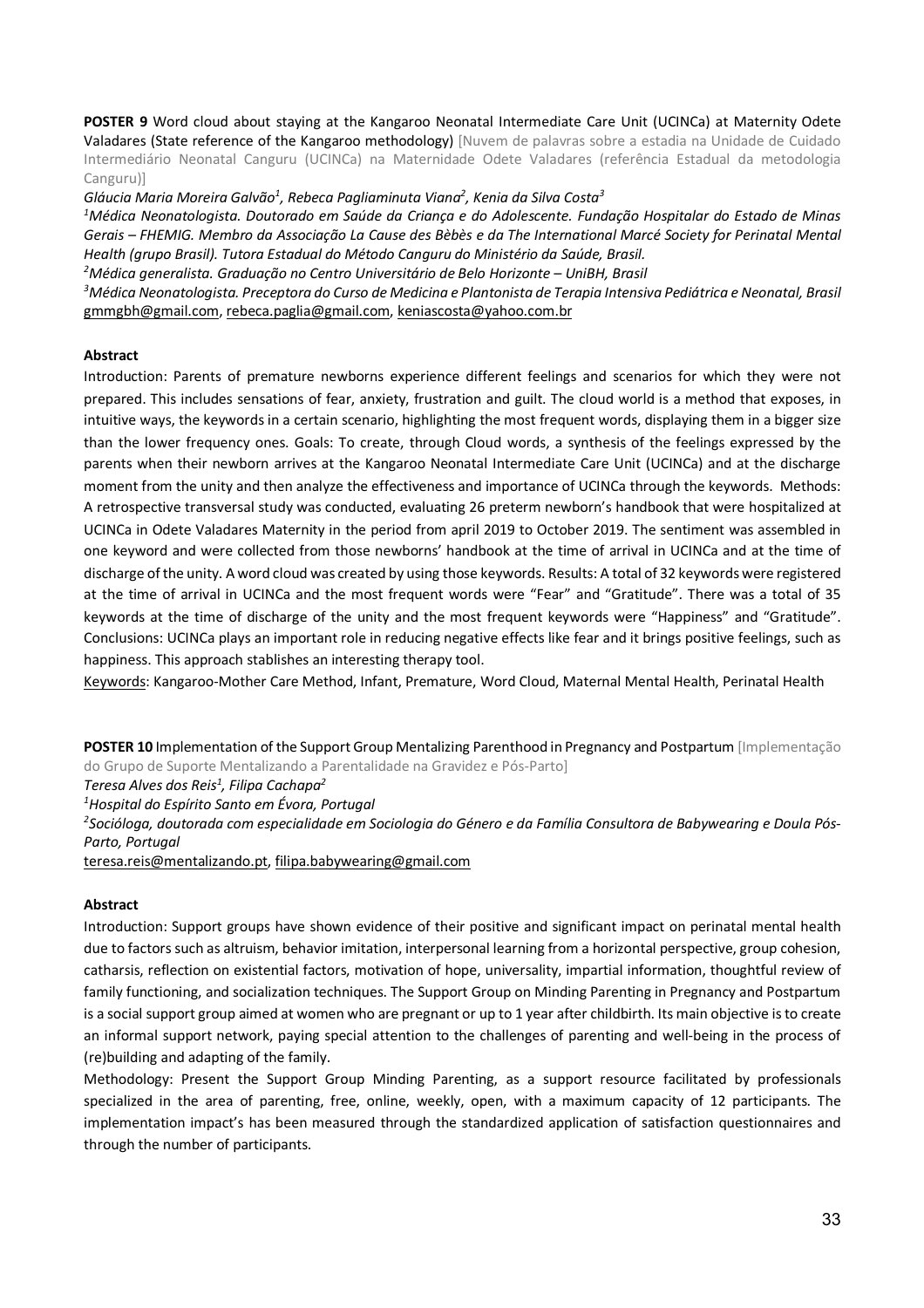**POSTER 9** Word cloud about staying at the Kangaroo Neonatal Intermediate Care Unit (UCINCa) at Maternity Odete Valadares (State reference of the Kangaroo methodology) [Nuvem de palavras sobre a estadia na Unidade de Cuidado Intermediário Neonatal Canguru (UCINCa) na Maternidade Odete Valadares (referência Estadual da metodologia Canguru)]

*Gláucia Maria Moreira Galvão[1], Rebeca Pagliaminuta Viana[2], Kenia da Silva Costa[3]*

*[1]Médica Neonatologista. Doutorado em Saúde da Criança e do Adolescente. Fundação Hospitalar do Estado de Minas Gerais – FHEMIG. Membro da Associação La Cause des Bèbès e da The International Marcé Society for Perinatal Mental Health (grupo Brasil). Tutora Estadual do Método Canguru do Ministério da Saúde, Brasil.*

*[2]Médica generalista. Graduação no Centro Universitário de Belo Horizonte – UniBH, Brasil*

*[3]Médica Neonatologista. Preceptora do Curso de Medicina e Plantonista de Terapia Intensiva Pediátrica e Neonatal, Brasil*

gmmgbh@gmail.com, rebeca.paglia@gmail.com, keniascosta@yahoo.com.br

**Abstract**

Introduction: Parents of premature newborns experience different feelings and scenarios for which they were not prepared. This includes sensations of fear, anxiety, frustration and guilt. The cloud world is a method that exposes, in intuitive ways, the keywords in a certain scenario, highlighting the most frequent words, displaying them in a bigger size than the lower frequency ones. Goals: To create, through Cloud words, a synthesis of the feelings expressed by the parents when their newborn arrives at the Kangaroo Neonatal Intermediate Care Unit (UCINCa) and at the discharge moment from the unity and then analyze the effectiveness and importance of UCINCa through the keywords. Methods: A retrospective transversal study was conducted, evaluating 26 preterm newborn's handbook that were hospitalized at UCINCa in Odete Valadares Maternity in the period from april 2019 to October 2019. The sentiment was assembled in one keyword and were collected from those newborns' handbook at the time of arrival in UCINCa and at the time of discharge of the unity. A word cloud was created by using those keywords. Results: A total of 32 keywords were registered at the time of arrival in UCINCa and the most frequent words were "Fear" and "Gratitude". There was a total of 35 keywords at the time of discharge of the unity and the most frequent keywords were "Happiness" and "Gratitude". Conclusions: UCINCa plays an important role in reducing negative effects like fear and it brings positive feelings, such as happiness. This approach stablishes an interesting therapy tool.

Keywords: Kangaroo-Mother Care Method, Infant, Premature, Word Cloud, Maternal Mental Health, Perinatal Health

**POSTER 10** Implementation of the Support Group Mentalizing Parenthood in Pregnancy and Postpartum [Implementação do Grupo de Suporte Mentalizando a Parentalidade na Gravidez e Pós-Parto]

*Teresa Alves dos Reis[1], Filipa Cachapa[2]*

*[1]Hospital do Espírito Santo em Évora, Portugal*

*[2]Socióloga, doutorada com especialidade em Sociologia do Género e da Família Consultora de Babywearing e Doula Pós-Parto, Portugal*

teresa.reis@mentalizando.pt, filipa.babywearing@gmail.com

**Abstract**

Introduction: Support groups have shown evidence of their positive and significant impact on perinatal mental health due to factors such as altruism, behavior imitation, interpersonal learning from a horizontal perspective, group cohesion, catharsis, reflection on existential factors, motivation of hope, universality, impartial information, thoughtful review of family functioning, and socialization techniques. The Support Group on Minding Parenting in Pregnancy and Postpartum is a social support group aimed at women who are pregnant or up to 1 year after childbirth. Its main objective is to create an informal support network, paying special attention to the challenges of parenting and well-being in the process of (re)building and adapting of the family.

Methodology: Present the Support Group Minding Parenting, as a support resource facilitated by professionals specialized in the area of parenting, free, online, weekly, open, with a maximum capacity of 12 participants. The implementation impact's has been measured through the standardized application of satisfaction questionnaires and through the number of participants.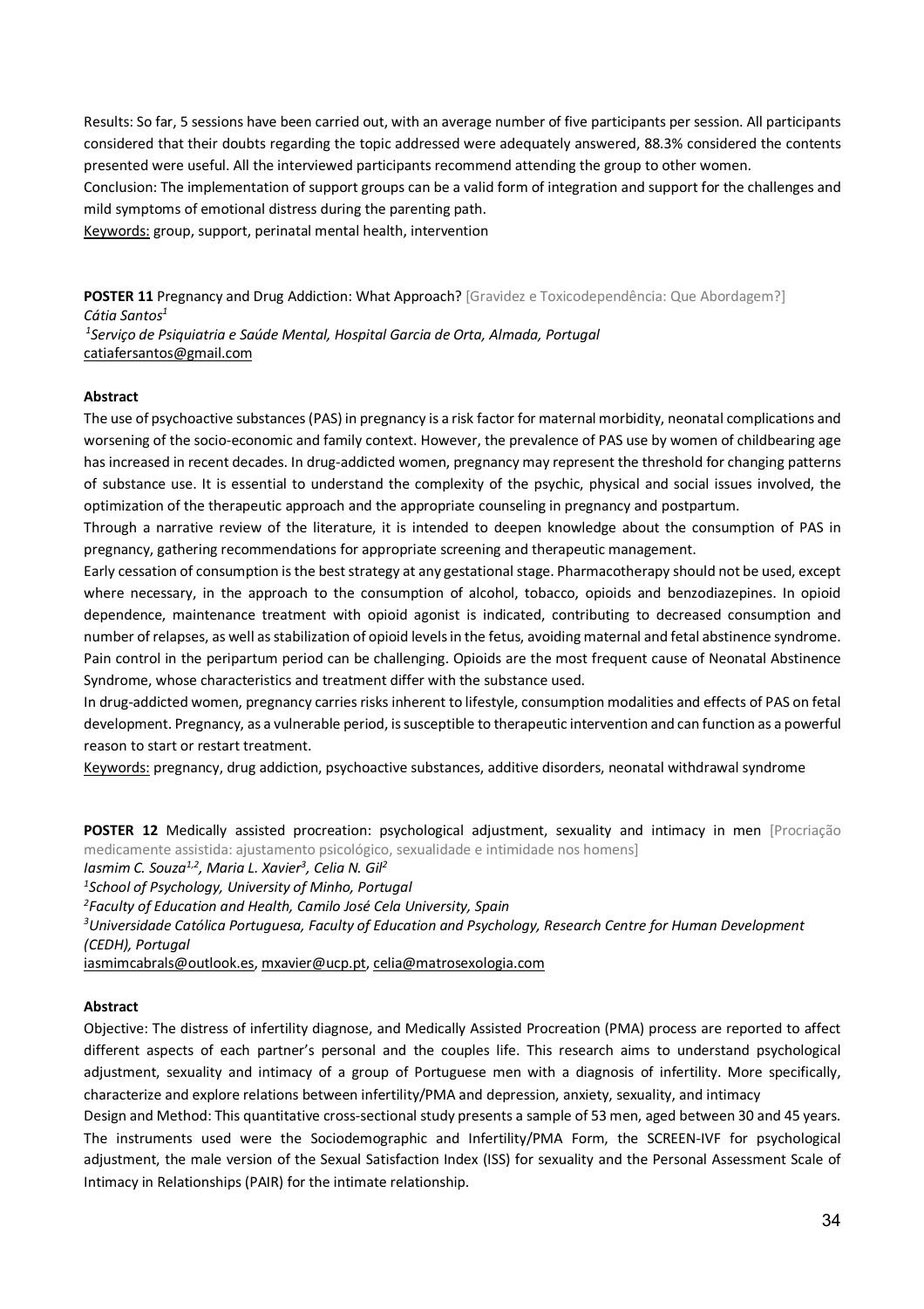Results: So far, 5 sessions have been carried out, with an average number of five participants per session. All participants considered that their doubts regarding the topic addressed were adequately answered, 88.3% considered the contents presented were useful. All the interviewed participants recommend attending the group to other women.

Conclusion: The implementation of support groups can be a valid form of integration and support for the challenges and mild symptoms of emotional distress during the parenting path.

Keywords: group, support, perinatal mental health, intervention

**POSTER 11** Pregnancy and Drug Addiction: What Approach? [Gravidez e Toxicodependência: Que Abordagem?]

*Cátia Santos[1]*

*[1]Serviço de Psiquiatria e Saúde Mental, Hospital Garcia de Orta, Almada, Portugal*

catiafersantos@gmail.com

**Abstract**

The use of psychoactive substances (PAS) in pregnancy is a risk factor for maternal morbidity, neonatal complications and worsening of the socio-economic and family context. However, the prevalence of PAS use by women of childbearing age has increased in recent decades. In drug-addicted women, pregnancy may represent the threshold for changing patterns of substance use. It is essential to understand the complexity of the psychic, physical and social issues involved, the optimization of the therapeutic approach and the appropriate counseling in pregnancy and postpartum.

Through a narrative review of the literature, it is intended to deepen knowledge about the consumption of PAS in pregnancy, gathering recommendations for appropriate screening and therapeutic management.

Early cessation of consumption is the best strategy at any gestational stage. Pharmacotherapy should not be used, except where necessary, in the approach to the consumption of alcohol, tobacco, opioids and benzodiazepines. In opioid dependence, maintenance treatment with opioid agonist is indicated, contributing to decreased consumption and number of relapses, as well as stabilization of opioid levels in the fetus, avoiding maternal and fetal abstinence syndrome. Pain control in the peripartum period can be challenging. Opioids are the most frequent cause of Neonatal Abstinence Syndrome, whose characteristics and treatment differ with the substance used.

In drug-addicted women, pregnancy carries risks inherent to lifestyle, consumption modalities and effects of PAS on fetal development. Pregnancy, as a vulnerable period, is susceptible to therapeutic intervention and can function as a powerful reason to start or restart treatment.

Keywords: pregnancy, drug addiction, psychoactive substances, additive disorders, neonatal withdrawal syndrome

**POSTER 12** Medically assisted procreation: psychological adjustment, sexuality and intimacy in men [Procriação medicamente assistida: ajustamento psicológico, sexualidade e intimidade nos homens]

*Iasmim C. Souza[1,2], Maria L. Xavier[3], Celia N. Gil[2]*

*[1]School of Psychology, University of Minho, Portugal*

*[2]Faculty of Education and Health, Camilo José Cela University, Spain*

*[3]Universidade Católica Portuguesa, Faculty of Education and Psychology, Research Centre for Human Development (CEDH), Portugal*

iasmimcabrals@outlook.es, mxavier@ucp.pt, celia@matrosexologia.com

**Abstract**

Objective: The distress of infertility diagnose, and Medically Assisted Procreation (PMA) process are reported to affect different aspects of each partner's personal and the couples life. This research aims to understand psychological adjustment, sexuality and intimacy of a group of Portuguese men with a diagnosis of infertility. More specifically, characterize and explore relations between infertility/PMA and depression, anxiety, sexuality, and intimacy

Design and Method: This quantitative cross-sectional study presents a sample of 53 men, aged between 30 and 45 years. The instruments used were the Sociodemographic and Infertility/PMA Form, the SCREEN-IVF for psychological adjustment, the male version of the Sexual Satisfaction Index (ISS) for sexuality and the Personal Assessment Scale of Intimacy in Relationships (PAIR) for the intimate relationship.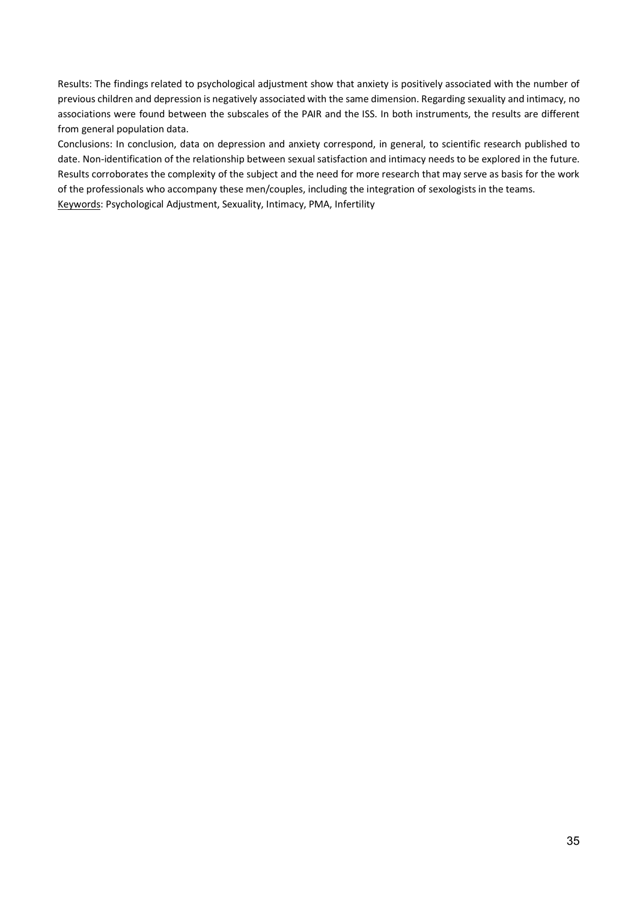Results: The findings related to psychological adjustment show that anxiety is positively associated with the number of previous children and depression is negatively associated with the same dimension. Regarding sexuality and intimacy, no associations were found between the subscales of the PAIR and the ISS. In both instruments, the results are different from general population data.

Conclusions: In conclusion, data on depression and anxiety correspond, in general, to scientific research published to date. Non-identification of the relationship between sexual satisfaction and intimacy needs to be explored in the future. Results corroborates the complexity of the subject and the need for more research that may serve as basis for the work of the professionals who accompany these men/couples, including the integration of sexologists in the teams.

Keywords: Psychological Adjustment, Sexuality, Intimacy, PMA, Infertility